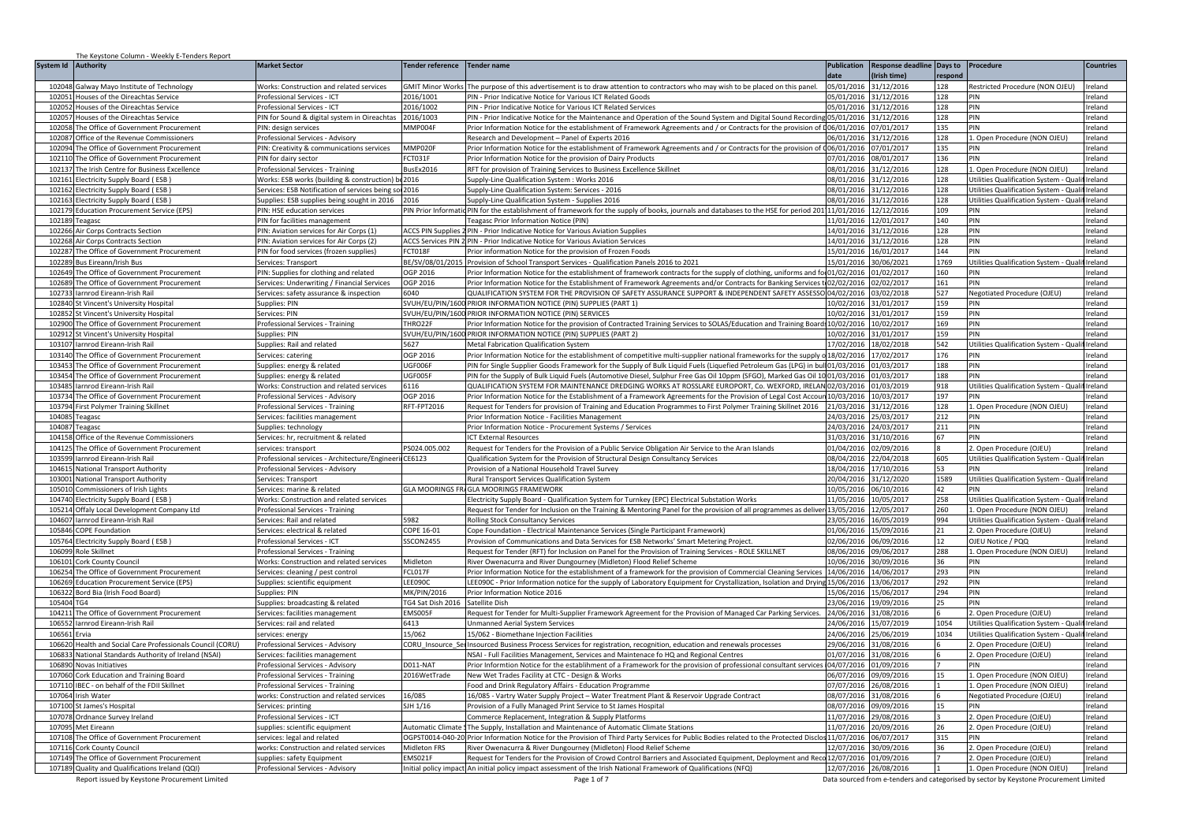The Keystone Column - Weekly E-Tenders Report

| System Id | Authority | Market Sector | Tender reference | Tender name | Publication date | Response deadline (Irish time) | Days to respond | Procedure | Countries |
|---|---|---|---|---|---|---|---|---|---|
| 102048 | Galway Mayo Institute of Technology | Works: Construction and related services | GMIT Minor Works | The purpose of this advertisement is to draw attention to contractors who may wish to be placed on this panel. | 05/01/2016 | 31/12/2016 | 128 | Restricted Procedure (NON OJEU) | Ireland |
| 102051 | Houses of the Oireachtas Service | Professional Services - ICT | 2016/1001 | PIN - Prior Indicative Notice for Various ICT Related Goods | 05/01/2016 | 31/12/2016 | 128 | PIN | Ireland |
| 102052 | Houses of the Oireachtas Service | Professional Services - ICT | 2016/1002 | PIN - Prior Indicative Notice for Various ICT Related Services | 05/01/2016 | 31/12/2016 | 128 | PIN | Ireland |
| 102057 | Houses of the Oireachtas Service | PIN for Sound & digital system in Oireachtas | 2016/1003 | PIN - Prior Indicative Notice for the Maintenance and Operation of the Sound System and Digital Sound Recording | 05/01/2016 | 31/12/2016 | 128 | PIN | Ireland |
| 102058 | The Office of Government Procurement | PIN: design services | MMP004F | Prior Information Notice for the establishment of Framework Agreements and / or Contracts for the provision of D | 06/01/2016 | 07/01/2017 | 135 | PIN | Ireland |
| 102087 | Office of the Revenue Commissioners | Professional Services - Advisory | | Research and Development – Panel of Experts 2016 | 06/01/2016 | 31/12/2016 | 128 | 1. Open Procedure (NON OJEU) | Ireland |
| 102094 | The Office of Government Procurement | PIN: Creativity & communications services | MMP020F | Prior Information Notice for the establishment of Framework Agreements and / or Contracts for the provision of C | 06/01/2016 | 07/01/2017 | 135 | PIN | Ireland |
| 102110 | The Office of Government Procurement | PIN for dairy sector | FCT031F | Prior Information Notice for the provision of Dairy Products | 07/01/2016 | 08/01/2017 | 136 | PIN | Ireland |
| 102137 | The Irish Centre for Business Excellence | Professional Services - Training | BusEx2016 | RFT for provision of Training Services to Business Excellence Skillnet | 08/01/2016 | 31/12/2016 | 128 | 1. Open Procedure (NON OJEU) | Ireland |
| 102161 | Electricity Supply Board ( ESB ) | Works: ESB works (building & construction) be | 2016 | Supply-Line Qualification System : Works 2016 | 08/01/2016 | 31/12/2016 | 128 | Utilities Qualification System - Qualif | Ireland |
| 102162 | Electricity Supply Board ( ESB ) | Services: ESB Notification of services being so | 2016 | Supply-Line Qualification System: Services - 2016 | 08/01/2016 | 31/12/2016 | 128 | Utilities Qualification System - Qualif | Ireland |
| 102163 | Electricity Supply Board ( ESB ) | Supplies: ESB supplies being sought in 2016 | 2016 | Supply-Line Qualification System - Supplies 2016 | 08/01/2016 | 31/12/2016 | 128 | Utilities Qualification System - Qualif | Ireland |
| 102179 | Education Procurement Service (EPS) | PIN: HSE education services | PIN Prior Informatio | PIN for the establishment of framework for the supply of books, journals and databases to the HSE for period 201 | 11/01/2016 | 12/12/2016 | 109 | PIN | Ireland |
| 102189 | Teagasc | PIN for facilities management | | Teagasc Prior Information Notice (PIN) | 11/01/2016 | 12/01/2017 | 140 | PIN | Ireland |
| 102266 | Air Corps Contracts Section | PIN: Aviation services for Air Corps (1) | ACCS PIN Supplies 2 | PIN - Prior Indicative Notice for Various Aviation Supplies | 14/01/2016 | 31/12/2016 | 128 | PIN | Ireland |
| 102268 | Air Corps Contracts Section | PIN: Aviation services for Air Corps (2) | ACCS Services PIN 2 | PIN - Prior Indicative Notice for Various Aviation Services | 14/01/2016 | 31/12/2016 | 128 | PIN | Ireland |
| 102287 | The Office of Government Procurement | PIN for food services (frozen supplies) | FCT018F | Prior information Notice for the provision of Frozen Foods | 15/01/2016 | 16/01/2017 | 144 | PIN | Ireland |
| 102289 | Bus Eireann/Irish Bus | Services: Transport | BE/SV/08/01/2015 | Provision of School Transport Services - Qualification Panels 2016 to 2021 | 15/01/2016 | 30/06/2021 | 1769 | Utilities Qualification System - Qualif | Ireland |
| 102649 | The Office of Government Procurement | PIN: Supplies for clothing and related | OGP 2016 | Prior Information Notice for the establishment of framework contracts for the supply of clothing, uniforms and fo | 01/02/2016 | 01/02/2017 | 160 | PIN | Ireland |
| 102689 | The Office of Government Procurement | Services: Underwriting / Financial Services | OGP 2016 | Prior Information Notice for the Establishment of Framework Agreements and/or Contracts for Banking Services t | 02/02/2016 | 02/02/2017 | 161 | PIN | Ireland |
| 102733 | Iarnrod Eireann-Irish Rail | Services: safety assurance & inspection | 6040 | QUALIFICATION SYSTEM FOR THE PROVISION OF SAFETY ASSURANCE SUPPORT & INDEPENDENT SAFETY ASSESSO | 04/02/2016 | 03/02/2018 | 527 | Negotiated Procedure (OJEU) | Ireland |
| 102840 | St Vincent's University Hospital | Supplies: PIN | SVUH/EU/PIN/1600 | PRIOR INFORMATION NOTICE (PIN) SUPPLIES (PART 1) | 10/02/2016 | 31/01/2017 | 159 | PIN | Ireland |
| 102852 | St Vincent's University Hospital | Services: PIN | SVUH/EU/PIN/1600 | PRIOR INFORMATION NOTICE (PIN) SERVICES | 10/02/2016 | 31/01/2017 | 159 | PIN | Ireland |
| 102900 | The Office of Government Procurement | Professional Services - Training | THRO22F | Prior Information Notice for the provision of Contracted Training Services to SOLAS/Education and Training Board | 10/02/2016 | 10/02/2017 | 169 | PIN | Ireland |
| 102912 | St Vincent's University Hospital | Supplies: PIN | SVUH/EU/PIN/1600 | PRIOR INFORMATION NOTICE (PIN) SUPPLIES (PART 2) | 10/02/2016 | 31/01/2017 | 159 | PIN | Ireland |
| 103107 | Iarnrod Eireann-Irish Rail | Supplies: Rail and related | 5627 | Metal Fabrication Qualification System | 17/02/2016 | 18/02/2018 | 542 | Utilities Qualification System - Qualif | Ireland |
| 103140 | The Office of Government Procurement | Services: catering | OGP 2016 | Prior Information Notice for the establishment of competitive multi-supplier national frameworks for the supply o | 18/02/2016 | 17/02/2017 | 176 | PIN | Ireland |
| 103453 | The Office of Government Procurement | Supplies: energy & related | UGF006F | PIN for Single Supplier Goods Framework for the Supply of Bulk Liquid Fuels (Liquefied Petroleum Gas (LPG) in bul | 01/03/2016 | 01/03/2017 | 188 | PIN | Ireland |
| 103454 | The Office of Government Procurement | Supplies: energy & related | UGF005F | PIN for the Supply of Bulk Liquid Fuels (Automotive Diesel, Sulphur Free Gas Oil 10ppm (SFGO), Marked Gas Oil 10 | 01/03/2016 | 01/03/2017 | 188 | PIN | Ireland |
| 103485 | Iarnrod Eireann-Irish Rail | Works: Construction and related services | 6116 | QUALIFICATION SYSTEM FOR MAINTENANCE DREDGING WORKS AT ROSSLARE EUROPORT, Co. WEXFORD, IRELAN | 02/03/2016 | 01/03/2019 | 918 | Utilities Qualification System - Qualif | Ireland |
| 103734 | The Office of Government Procurement | Professional Services - Advisory | OGP 2016 | Prior Information Notice for the Establishment of a Framework Agreements for the Provision of Legal Cost Accoun | 10/03/2016 | 10/03/2017 | 197 | PIN | Ireland |
| 103794 | First Polymer Training Skillnet | Professional Services - Training | RFT-FPT2016 | Request for Tenders for provision of Training and Education Programmes to First Polymer Training Skillnet 2016 | 21/03/2016 | 31/12/2016 | 128 | 1. Open Procedure (NON OJEU) | Ireland |
| 104085 | Teagasc | Services: facilities management | | Prior Information Notice - Facilities Management | 24/03/2016 | 25/03/2017 | 212 | PIN | Ireland |
| 104087 | Teagasc | Supplies: technology | | Prior Information Notice - Procurement Systems / Services | 24/03/2016 | 24/03/2017 | 211 | PIN | Ireland |
| 104158 | Office of the Revenue Commissioners | Services: hr, recruitment & related | | ICT External Resources | 31/03/2016 | 31/10/2016 | 67 | PIN | Ireland |
| 104125 | The Office of Government Procurement | services: transport | PS024.005.002 | Request for Tenders for the Provision of a Public Service Obligation Air Service to the Aran Islands | 01/04/2016 | 02/09/2016 | 8 | 2. Open Procedure (OJEU) | Ireland |
| 103599 | Iarnrod Eireann-Irish Rail | Professional services - Architecture/Engineeri | CE6123 | Qualification System for the Provision of Structural Design Consultancy Services | 08/04/2016 | 22/04/2018 | 605 | Utilities Qualification System - Qualif | Irelan |
| 104615 | National Transport Authority | Professional Services - Advisory | | Provision of a National Household Travel Survey | 18/04/2016 | 17/10/2016 | 53 | PIN | Ireland |
| 103001 | National Transport Authority | Services: Transport | | Rural Transport Services Qualification System | 20/04/2016 | 31/12/2020 | 1589 | Utilities Qualification System - Qualif | Ireland |
| 105010 | Commissioners of Irish Lights | Services: marine & related | GLA MOORINGS FR | GLA MOORINGS FRAMEWORK | 10/05/2016 | 06/10/2016 | 42 | PIN | Ireland |
| 104740 | Electricity Supply Board ( ESB ) | Works: Construction and related services | | Electricity Supply Board - Qualification System for Turnkey (EPC) Electrical Substation Works | 11/05/2016 | 10/05/2017 | 258 | Utilities Qualification System - Qualif | Ireland |
| 105214 | Offaly Local Development Company Ltd | Professional Services - Training | | Request for Tender for Inclusion on the Training & Mentoring Panel for the provision of all programmes as deliver | 13/05/2016 | 12/05/2017 | 260 | 1. Open Procedure (NON OJEU) | Ireland |
| 104607 | Iarnrod Eireann-Irish Rail | Services: Rail and related | 5982 | Rolling Stock Consultancy Services | 23/05/2016 | 16/05/2019 | 994 | Utilities Qualification System - Qualif | Ireland |
| 105846 | COPE Foundation | Services: electrical & related | COPE 16-01 | Cope Foundation - Electrical Maintenance Services (Single Participant Framework) | 01/06/2016 | 15/09/2016 | 21 | 2. Open Procedure (OJEU) | Ireland |
| 105764 | Electricity Supply Board ( ESB ) | Professional Services - ICT | SSCON2455 | Provision of Communications and Data Services for ESB Networks' Smart Metering Project. | 02/06/2016 | 06/09/2016 | 12 | OJEU Notice / PQQ | Ireland |
| 106099 | Role Skillnet | Professional Services - Training | | Request for Tender (RFT) for Inclusion on Panel for the Provision of Training Services - ROLE SKILLNET | 08/06/2016 | 09/06/2017 | 288 | 1. Open Procedure (NON OJEU) | Ireland |
| 106101 | Cork County Council | Works: Construction and related services | Midleton | River Owenacurra and River Dungourney (Midleton) Flood Relief Scheme | 10/06/2016 | 30/09/2016 | 36 | PIN | Ireland |
| 106254 | The Office of Government Procurement | Services: cleaning / pest control | FCL017F | Prior Information Notice for the establishment of a framework for the provision of Commercial Cleaning Services | 14/06/2016 | 14/06/2017 | 293 | PIN | Ireland |
| 106269 | Education Procurement Service (EPS) | Supplies: scientific equipment | LEE090C | LEE090C - Prior Information notice for the supply of Laboratory Equipment for Crystallization, Isolation and Drying | 15/06/2016 | 13/06/2017 | 292 | PIN | Ireland |
| 106322 | Bord Bia (Irish Food Board) | Supplies: PIN | MK/PIN/2016 | Prior Information Notice 2016 | 15/06/2016 | 15/06/2017 | 294 | PIN | Ireland |
| 105404 | TG4 | Supplies: broadcasting & related | TG4 Sat Dish 2016 | Satellite Dish | 23/06/2016 | 19/09/2016 | 25 | PIN | Ireland |
| 104211 | The Office of Government Procurement | Services: facilities management | EMS005F | Request for Tender for Multi-Supplier Framework Agreement for the Provision of Managed Car Parking Services. | 24/06/2016 | 31/08/2016 | 6 | 2. Open Procedure (OJEU) | Ireland |
| 106552 | Iarnrod Eireann-Irish Rail | Services: rail and related | 6413 | Unmanned Aerial System Services | 24/06/2016 | 15/07/2019 | 1054 | Utilities Qualification System - Qualif | Ireland |
| 106561 | Ervia | services: energy | 15/062 | 15/062 - Biomethane Injection Facilities | 24/06/2016 | 25/06/2019 | 1034 | Utilities Qualification System - Qualif | Ireland |
| 106620 | Health and Social Care Professionals Council (CORU) | Professional Services - Advisory | CORU_Insource_Se | Insourced Business Process Services for registration, recognition, education and renewals processes | 29/06/2016 | 31/08/2016 | 6 | 2. Open Procedure (OJEU) | Ireland |
| 106833 | National Standards Authority of Ireland (NSAI) | Services: facilities management | | NSAI - Full Facilities Management, Services and Maintenace fo HQ and Regional Centres | 01/07/2016 | 31/08/2016 | 6 | 2. Open Procedure (OJEU) | Ireland |
| 106890 | Novas Initiatives | Professional Services - Advisory | D011-NAT | Prior Informtion Notice for the establihment of a Framework for the provision of professional consultant services | 04/07/2016 | 01/09/2016 | 7 | PIN | Ireland |
| 107060 | Cork Education and Training Board | Professional Services - Training | 2016WetTrade | New Wet Trades Facility at CTC - Design & Works | 06/07/2016 | 09/09/2016 | 15 | 1. Open Procedure (NON OJEU) | Ireland |
| 107110 | IBEC - on behalf of the FDII Skillnet | Professional Services - Training | | Food and Drink Regulatory Affairs - Education Programme | 07/07/2016 | 26/08/2016 | 1 | 1. Open Procedure (NON OJEU) | Ireland |
| 107064 | Irish Water | works: Construction and related services | 16/085 | 16/085 - Vartry Water Supply Project – Water Treatment Plant & Reservoir Upgrade Contract | 08/07/2016 | 31/08/2016 | 6 | Negotiated Procedure (OJEU) | Ireland |
| 107100 | St James's Hospital | Services: printing | SJH 1/16 | Provision of a Fully Managed Print Service to St James Hospital | 08/07/2016 | 09/09/2016 | 15 | PIN | Ireland |
| 107078 | Ordnance Survey Ireland | Professional Services - ICT | | Commerce Replacement, Integration & Supply Platforms | 11/07/2016 | 29/08/2016 | 3 | 2. Open Procedure (OJEU) | Ireland |
| 107095 | Met Eireann | supplies: scientific equipment | Automatic Climate S | The Supply, Installation and Maintenance of Automatic Climate Stations | 11/07/2016 | 20/09/2016 | 26 | 2. Open Procedure (OJEU) | Ireland |
| 107108 | The Office of Government Procurement | services: legal and related | OGPST0014-040-20 | Prior Information Notice for the Provision of Third Party Services for Public Bodies related to the Protected Disclos | 11/07/2016 | 06/07/2017 | 315 | PIN | Ireland |
| 107116 | Cork County Council | works: Construction and related services | Midleton FRS | River Owenacurra & River Dungourney (Midleton) Flood Relief Scheme | 12/07/2016 | 30/09/2016 | 36 | 2. Open Procedure (OJEU) | Ireland |
| 107149 | The Office of Government Procurement | supplies: safety Equipment | EMS021F | Request for Tenders for the Provision of Crowd Control Barriers and Associated Equipment, Deployment and Reco | 12/07/2016 | 01/09/2016 | 7 | 2. Open Procedure (OJEU) | Ireland |
| 107189 | Quality and Qualifications Ireland (QQI) | Professional Services - Advisory | Initial policy impact | An initial policy impact assessment of the Irish National Framework of Qualifications (NFQ) | 12/07/2016 | 26/08/2016 | 1 | 1. Open Procedure (NON OJEU) | Ireland |

Report issued by Keystone Procurement Limited

Data sourced from e-tenders and categorised by sector by Keystone Procurement Limited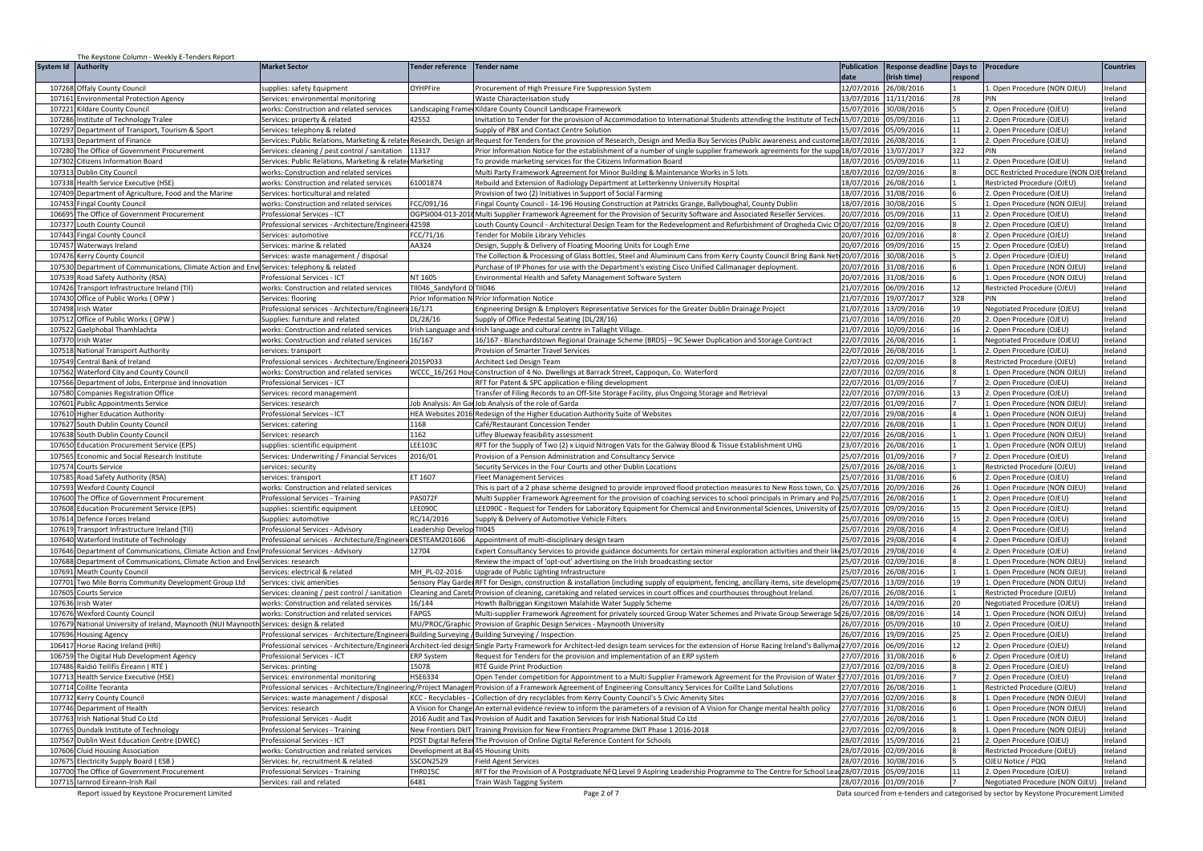The Keystone Column - Weekly E-Tenders Report

| System Id | Authority | Market Sector | Tender reference | Tender name | Publication date | Response deadline (Irish time) | Days to respond | Procedure | Countries |
|---|---|---|---|---|---|---|---|---|---|
| 107268 | Offaly County Council | supplies: safety Equipment | OYHPFire | Procurement of High Pressure Fire Suppression System | 12/07/2016 | 26/08/2016 | 1 | 1. Open Procedure (NON OJEU) | Ireland |
| 107161 | Environmental Protection Agency | Services: environmental monitoring | | Waste Characterisation study | 13/07/2016 | 11/11/2016 | 78 | PIN | Ireland |
| 107221 | Kildare County Council | works: Construction and related services | Landscaping Framew | Kildare County Council Landscape Framework | 15/07/2016 | 30/08/2016 | 5 | 2. Open Procedure (OJEU) | Ireland |
| 107286 | Institute of Technology Tralee | Services: property & related | 42552 | Invitation to Tender for the provision of Accommodation to International Students attending the Institute of Tech | 15/07/2016 | 05/09/2016 | 11 | 2. Open Procedure (OJEU) | Ireland |
| 107297 | Department of Transport, Tourism & Sport | Services: telephony & related | | Supply of PBX and Contact Centre Solution | 15/07/2016 | 05/09/2016 | 11 | 2. Open Procedure (OJEU) | Ireland |
| 107193 | Department of Finance | Services: Public Relations, Marketing & relate | Research, Design an | Request for Tenders for the provision of Research, Design and Media Buy Services (Public awareness and custome | 18/07/2016 | 26/08/2016 | 1 | 2. Open Procedure (OJEU) | Ireland |
| 107280 | The Office of Government Procurement | Services: cleaning / pest control / sanitation | 11317 | Prior Information Notice for the establishment of a number of single supplier framework agreements for the supp | 18/07/2016 | 13/07/2017 | 322 | PIN | Ireland |
| 107302 | Citizens Information Board | Services: Public Relations, Marketing & relate | Marketing | To provide marketing services for the Citizens Information Board | 18/07/2016 | 05/09/2016 | 11 | 2. Open Procedure (OJEU) | Ireland |
| 107313 | Dublin City Council | works: Construction and related services | | Multi Party Framework Agreement for Minor Building & Maintenance Works in 5 lots | 18/07/2016 | 02/09/2016 | 8 | DCC Restricted Procedure (NON OJE | Ireland |
| 107338 | Health Service Executive (HSE) | works: Construction and related services | 61001874 | Rebuild and Extension of Radiology Department at Letterkenny University Hospital | 18/07/2016 | 26/08/2016 | 1 | Restricted Procedure (OJEU) | Ireland |
| 107409 | Department of Agriculture, Food and the Marine | Services: horticultural and related | | Provision of two (2) Initiatives in Support of Social Farming | 18/07/2016 | 31/08/2016 | 6 | 2. Open Procedure (OJEU) | Ireland |
| 107453 | Fingal County Council | works: Construction and related services | FCC/091/16 | Fingal County Council - 14-196 Housing Construction at Patricks Grange, Ballyboughal, County Dublin | 18/07/2016 | 30/08/2016 | 5 | 1. Open Procedure (NON OJEU) | Ireland |
| 106695 | The Office of Government Procurement | Professional Services - ICT | OGPSI004-013-2016 | Multi Supplier Framework Agreement for the Provision of Security Software and Associated Reseller Services. | 20/07/2016 | 05/09/2016 | 11 | 2. Open Procedure (OJEU) | Ireland |
| 107377 | Louth County Council | Professional services - Architecture/Engineeri | 42598 | Louth County Council - Architectural Design Team for the Redevelopment and Refurbishment of Drogheda Civic O | 20/07/2016 | 02/09/2016 | 8 | 2. Open Procedure (OJEU) | Ireland |
| 107443 | Fingal County Council | Services: automotive | FCC/71/16 | Tender for Mobile Library Vehicles | 20/07/2016 | 02/09/2016 | 8 | 2. Open Procedure (OJEU) | Ireland |
| 107457 | Waterways Ireland | Services: marine & related | AA324 | Design, Supply & Delivery of Floating Mooring Units for Lough Erne | 20/07/2016 | 09/09/2016 | 15 | 2. Open Procedure (OJEU) | Ireland |
| 107476 | Kerry County Council | Services: waste management / disposal | | The Collection & Processing of Glass Bottles, Steel and Aluminium Cans from Kerry County Council Bring Bank Netw | 20/07/2016 | 30/08/2016 | 5 | 2. Open Procedure (OJEU) | Ireland |
| 107530 | Department of Communications, Climate Action and Envi | Services: telephony & related | | Purchase of IP Phones for use with the Department's existing Cisco Unified Callmanager deployment. | 20/07/2016 | 31/08/2016 | 6 | 1. Open Procedure (NON OJEU) | Ireland |
| 107539 | Road Safety Authority (RSA) | Professional Services - ICT | NT 1605 | Environmental Health and Safety Management Software System | 20/07/2016 | 31/08/2016 | 6 | 1. Open Procedure (NON OJEU) | Ireland |
| 107426 | Transport Infrastructure Ireland (TII) | works: Construction and related services | TII046_Sandyford D | TII046 | 21/07/2016 | 06/09/2016 | 12 | Restricted Procedure (OJEU) | Ireland |
| 107430 | Office of Public Works ( OPW ) | Services: flooring | Prior Information N | Prior Information Notice | 21/07/2016 | 19/07/2017 | 328 | PIN | Ireland |
| 107498 | Irish Water | Professional services - Architecture/Engineeri | 16/171 | Engineering Design & Employers Representative Services for the Greater Dublin Drainage Project | 21/07/2016 | 13/09/2016 | 19 | Negotiated Procedure (OJEU) | Ireland |
| 107512 | Office of Public Works ( OPW ) | Supplies: furniture and related | DL/28/16 | Supply of Office Pedestal Seating (DL/28/16) | 21/07/2016 | 14/09/2016 | 20 | 2. Open Procedure (OJEU) | Ireland |
| 107522 | Gaelphobal Thamhlachta | works: Construction and related services | Irish Language and | Irish language and cultural centre in Tallaght Village. | 21/07/2016 | 10/09/2016 | 16 | 2. Open Procedure (OJEU) | Ireland |
| 107370 | Irish Water | works: Construction and related services | 16/167 | 16/167 - Blanchardstown Regional Drainage Scheme (BRDS) – 9C Sewer Duplication and Storage Contract | 22/07/2016 | 26/08/2016 | 1 | Negotiated Procedure (OJEU) | Ireland |
| 107518 | National Transport Authority | services: transport | | Provision of Smarter Travel Services | 22/07/2016 | 26/08/2016 | 1 | 2. Open Procedure (OJEU) | Ireland |
| 107549 | Central Bank of Ireland | Professional services - Architecture/Engineeri | 2015P033 | Architect Led Design Team | 22/07/2016 | 02/09/2016 | 8 | Restricted Procedure (OJEU) | Ireland |
| 107562 | Waterford City and County Council | works: Construction and related services | WCCC_16/261 Hou | Construction of 4 No. Dwellings at Barrack Street, Cappoquin, Co. Waterford | 22/07/2016 | 02/09/2016 | 8 | 1. Open Procedure (NON OJEU) | Ireland |
| 107566 | Department of Jobs, Enterprise and Innovation | Professional Services - ICT | | RFT for Patent & SPC application e-filing development | 22/07/2016 | 01/09/2016 | 7 | 2. Open Procedure (OJEU) | Ireland |
| 107580 | Companies Registration Office | Services: record management | | Transfer of Filing Records to an Off-Site Storage Facility, plus Ongoing Storage and Retrieval | 22/07/2016 | 07/09/2016 | 13 | 2. Open Procedure (OJEU) | Ireland |
| 107601 | Public Appointments Service | Services: research | Job Analysis: An Ga | Job Analysis of the role of Garda | 22/07/2016 | 01/09/2016 | 7 | 1. Open Procedure (NON OJEU) | Ireland |
| 107610 | Higher Education Authority | Professional Services - ICT | HEA Websites 2016 | Redesign of the Higher Education Authority Suite of Websites | 22/07/2016 | 29/08/2016 | 4 | 1. Open Procedure (NON OJEU) | Ireland |
| 107627 | South Dublin County Council | Services: catering | 1168 | Café/Restaurant Concession Tender | 22/07/2016 | 26/08/2016 | 1 | 1. Open Procedure (NON OJEU) | Ireland |
| 107638 | South Dublin County Council | Services: research | 1162 | Liffey Blueway feasibility assessment | 22/07/2016 | 26/08/2016 | 1 | 1. Open Procedure (NON OJEU) | Ireland |
| 107650 | Education Procurement Service (EPS) | supplies: scientific equipment | LEE103C | RFT for the Supply of Two (2) x Liquid Nitrogen Vats for the Galway Blood & Tissue Establishment UHG | 23/07/2016 | 26/08/2016 | 1 | 1. Open Procedure (NON OJEU) | Ireland |
| 107565 | Economic and Social Research Institute | Services: Underwriting / Financial Services | 2016/01 | Provision of a Pension Administration and Consultancy Service | 25/07/2016 | 01/09/2016 | 7 | 2. Open Procedure (OJEU) | Ireland |
| 107574 | Courts Service | services: security | | Security Services in the Four Courts and other Dublin Locations | 25/07/2016 | 26/08/2016 | 1 | Restricted Procedure (OJEU) | Ireland |
| 107585 | Road Safety Authority (RSA) | services: transport | ET 1607 | Fleet Management Services | 25/07/2016 | 31/08/2016 | 6 | 2. Open Procedure (OJEU) | Ireland |
| 107593 | Wexford County Council | works: Construction and related services | | This is part of a 2 phase scheme designed to provide improved flood protection measures to New Ross town, Co. W | 25/07/2016 | 20/09/2016 | 26 | 1. Open Procedure (NON OJEU) | Ireland |
| 107600 | The Office of Government Procurement | Professional Services - Training | PAS072F | Multi Supplier Framework Agreement for the provision of coaching services to school principals in Primary and Po | 25/07/2016 | 26/08/2016 | 1 | 2. Open Procedure (OJEU) | Ireland |
| 107608 | Education Procurement Service (EPS) | supplies: scientific equipment | LEE090C | LEE090C - Request for Tenders for Laboratory Equipment for Chemical and Environmental Sciences, University of L | 25/07/2016 | 09/09/2016 | 15 | 2. Open Procedure (OJEU) | Ireland |
| 107614 | Defence Forces Ireland | Supplies: automotive | RC/14/2016 | Supply & Delivery of Automotive Vehicle Filters | 25/07/2016 | 09/09/2016 | 15 | 2. Open Procedure (OJEU) | Ireland |
| 107619 | Transport Infrastructure Ireland (TII) | Professional Services - Advisory | Leadership Develop | TII045 | 25/07/2016 | 29/08/2016 | 4 | 2. Open Procedure (OJEU) | Ireland |
| 107640 | Waterford Institute of Technology | Professional services - Architecture/Engineeri | DESTEAM201606 | Appointment of multi-disciplinary design team | 25/07/2016 | 29/08/2016 | 4 | 2. Open Procedure (OJEU) | Ireland |
| 107646 | Department of Communications, Climate Action and Envi | Professional Services - Advisory | 12704 | Expert Consultancy Services to provide guidance documents for certain mineral exploration activities and their lik | 25/07/2016 | 29/08/2016 | 4 | 2. Open Procedure (OJEU) | Ireland |
| 107688 | Department of Communications, Climate Action and Envi | Services: research | | Review the impact of 'opt-out' advertising on the Irish broadcasting sector | 25/07/2016 | 02/09/2016 | 8 | 1. Open Procedure (NON OJEU) | Ireland |
| 107691 | Meath County Council | Services: electrical & related | MH_PL-02-2016 | Upgrade of Public Lighting Infrastructure | 25/07/2016 | 26/08/2016 | 1 | 1. Open Procedure (NON OJEU) | Ireland |
| 107701 | Two Mile Borris Community Development Group Ltd | Services: civic amenities | Sensory Play Garde | RFT for Design, construction & installation (including supply of equipment, fencing, ancillary items, site developme | 25/07/2016 | 13/09/2016 | 19 | 1. Open Procedure (NON OJEU) | Ireland |
| 107605 | Courts Service | Services: cleaning / pest control / sanitation | Cleaning and Careta | Provision of cleaning, caretaking and related services in court offices and courthouses throughout Ireland. | 26/07/2016 | 26/08/2016 | 1 | Restricted Procedure (OJEU) | Ireland |
| 107636 | Irish Water | works: Construction and related services | 16/144 | Howth Balbriggan Kingstown Malahide Water Supply Scheme | 26/07/2016 | 14/09/2016 | 20 | Negotiated Procedure (OJEU) | Ireland |
| 107676 | Wexford County Council | works: Construction and related services | FAPGS | Multi-supplier Framework Agreement for privately sourced Group Water Schemes and Private Group Sewerage Sc | 26/07/2016 | 08/09/2016 | 14 | 1. Open Procedure (NON OJEU) | Ireland |
| 107679 | National University of Ireland, Maynooth (NUI Maynooth | Services: design & related | MU/PROC/Graphic | Provision of Graphic Design Services - Maynooth University | 26/07/2016 | 05/09/2016 | 10 | 2. Open Procedure (OJEU) | Ireland |
| 107696 | Housing Agency | Professional services - Architecture/Engineeri | Building Surveying / | Building Surveying / Inspection | 26/07/2016 | 19/09/2016 | 25 | 2. Open Procedure (OJEU) | Ireland |
| 106417 | Horse Racing Ireland (HRI) | Professional services - Architecture/Engineeri | Architect-led design | Single Party Framework for Architect-led design team services for the extension of Horse Racing Ireland's Ballymar | 27/07/2016 | 06/09/2016 | 12 | 2. Open Procedure (OJEU) | Ireland |
| 106759 | The Digital Hub Development Agency | Professional Services - ICT | ERP System | Request for Tenders for the provision and implementation of an ERP system | 27/07/2016 | 31/08/2016 | 6 | 2. Open Procedure (OJEU) | Ireland |
| 107486 | Raidió Teilifís Éireann ( RTÉ ) | Services: printing | 15078 | RTÉ Guide Print Production | 27/07/2016 | 02/09/2016 | 8 | 2. Open Procedure (OJEU) | Ireland |
| 107713 | Health Service Executive (HSE) | Services: environmental monitoring | HSE6334 | Open Tender competition for Appointment to a Multi Supplier Framework Agreement for the Provision of Water S | 27/07/2016 | 01/09/2016 | 7 | 2. Open Procedure (OJEU) | Ireland |
| 107714 | Coillte Teoranta | Professional services - Architecture/Engineeri | ng/Project Managem | Provision of a Framework Agreement of Engineering Consultancy Services for Coillte Land Solutions | 27/07/2016 | 26/08/2016 | 1 | Restricted Procedure (OJEU) | Ireland |
| 107732 | Kerry County Council | Services: waste management / disposal | KCC - Recyclables - | Collection of dry recyclables from Kerry County Council's 5 Civic Amenity Sites | 27/07/2016 | 02/09/2016 | 8 | 1. Open Procedure (NON OJEU) | Ireland |
| 107746 | Department of Health | Services: research | A Vision for Change | An external evidence review to inform the parameters of a revision of A Vision for Change mental health policy | 27/07/2016 | 31/08/2016 | 6 | 1. Open Procedure (NON OJEU) | Ireland |
| 107763 | Irish National Stud Co Ltd | Professional Services - Audit | 2016 Audit and Tax | Provision of Audit and Taxation Services for Irish National Stud Co Ltd | 27/07/2016 | 26/08/2016 | 1 | 1. Open Procedure (NON OJEU) | Ireland |
| 107765 | Dundalk Institute of Technology | Professional Services - Training | New Frontiers DkIT | Training Provision for New Frontiers Programme DkIT Phase 1 2016-2018 | 27/07/2016 | 02/09/2016 | 8 | 1. Open Procedure (NON OJEU) | Ireland |
| 107567 | Dublin West Education Centre (DWEC) | Professional Services - ICT | PDST Digital Refere | The Provision of Online Digital Reference Content for Schools | 28/07/2016 | 15/09/2016 | 21 | 2. Open Procedure (OJEU) | Ireland |
| 107606 | Cluid Housing Association | works: Construction and related services | Development at Bal | 45 Housing Units | 28/07/2016 | 02/09/2016 | 8 | Restricted Procedure (OJEU) | Ireland |
| 107675 | Electricity Supply Board ( ESB ) | Services: hr, recruitment & related | SSCON2529 | Field Agent Services | 28/07/2016 | 30/08/2016 | 5 | OJEU Notice / PQQ | Ireland |
| 107700 | The Office of Government Procurement | Professional Services - Training | THR015C | RFT for the Provision of A Postgraduate NFQ Level 9 Aspiring Leadership Programme to The Centre for School Lea | 28/07/2016 | 05/09/2016 | 11 | 2. Open Procedure (OJEU) | Ireland |
| 107715 | Iarnrod Eireann-Irish Rail | Services: rail and related | 6481 | Train Wash Tagging System | 28/07/2016 | 01/09/2016 | 7 | Negotiated Procedure (NON OJEU) | Ireland |

Report issued by Keystone Procurement Limited

Data sourced from e-tenders and categorised by sector by Keystone Procurement Limited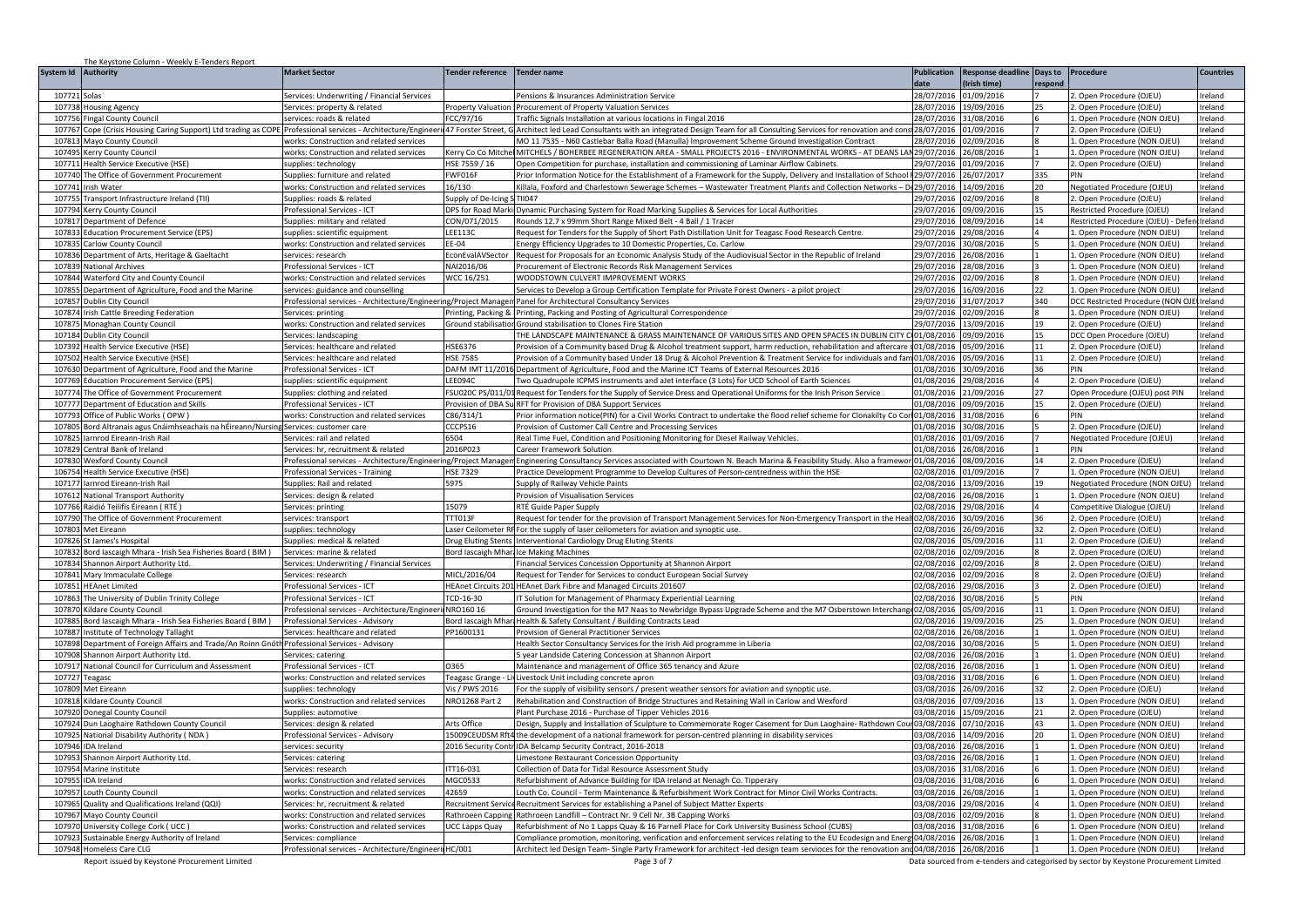The Keystone Column - Weekly E-Tenders Report

| System Id | Authority | Market Sector | Tender reference | Tender name | Publication date | Response deadline (Irish time) | Days to respond | Procedure | Countries |
|---|---|---|---|---|---|---|---|---|---|
| 107721 | Solas | Services: Underwriting / Financial Services | | Pensions & Insurances Administration Service | 28/07/2016 | 01/09/2016 | 7 | 2. Open Procedure (OJEU) | Ireland |
| 107738 | Housing Agency | Services: property & related | Property Valuation | Procurement of Property Valuation Services | 28/07/2016 | 19/09/2016 | 25 | 2. Open Procedure (OJEU) | Ireland |
| 107756 | Fingal County Council | services: roads & related | FCC/97/16 | Traffic Signals Installation at various locations in Fingal 2016 | 28/07/2016 | 31/08/2016 | 6 | 1. Open Procedure (NON OJEU) | Ireland |
| 107767 | Cope (Crisis Housing Caring Support) Ltd trading as COPE | Professional services - Architecture/Engineeri | 47 Forster Street, G | Architect led Lead Consultants with an integrated Design Team for all Consulting Services for renovation and cons | 28/07/2016 | 01/09/2016 | 7 | 2. Open Procedure (OJEU) | Ireland |
| 107813 | Mayo County Council | works: Construction and related services | | MO 11 7535 - N60 Castlebar Balla Road (Manulla) Improvement Scheme Ground Investigation Contract | 28/07/2016 | 02/09/2016 | 8 | 1. Open Procedure (NON OJEU) | Ireland |
| 107495 | Kerry County Council | works: Construction and related services | Kerry Co Co Mitche | MITCHELS / BOHERBEE REGENERATION AREA - SMALL PROJECTS 2016 - ENVIRONMENTAL WORKS - AT DEANS LAN | 29/07/2016 | 26/08/2016 | 1 | 1. Open Procedure (NON OJEU) | Ireland |
| 107711 | Health Service Executive (HSE) | supplies: technology | HSE 7559 / 16 | Open Competition for purchase, installation and commissioning of Laminar Airflow Cabinets. | 29/07/2016 | 01/09/2016 | 7 | 2. Open Procedure (OJEU) | Ireland |
| 107740 | The Office of Government Procurement | Supplies: furniture and related | FWF016F | Prior Information Notice for the Establishment of a Framework for the Supply, Delivery and Installation of School F | 29/07/2016 | 26/07/2017 | 335 | PIN | Ireland |
| 107741 | Irish Water | works: Construction and related services | 16/130 | Killala, Foxford and Charlestown Sewerage Schemes – Wastewater Treatment Plants and Collection Networks – D | 29/07/2016 | 14/09/2016 | 20 | Negotiated Procedure (OJEU) | Ireland |
| 107755 | Transport Infrastructure Ireland (TII) | Supplies: roads & related | Supply of De-Icing S | TII047 | 29/07/2016 | 02/09/2016 | 8 | 2. Open Procedure (OJEU) | Ireland |
| 107794 | Kerry County Council | Professional Services - ICT | DPS for Road Marki | Dynamic Purchasing System for Road Marking Supplies & Services for Local Authorities | 29/07/2016 | 09/09/2016 | 15 | Restricted Procedure (OJEU) | Ireland |
| 107817 | Department of Defence | Supplies: military and related | CON/071/2015 | Rounds 12.7 x 99mm Short Range Mixed Belt - 4 Ball / 1 Tracer | 29/07/2016 | 08/09/2016 | 14 | Restricted Procedure (OJEU) - Defen | Ireland |
| 107833 | Education Procurement Service (EPS) | supplies: scientific equipment | LEE113C | Request for Tenders for the Supply of Short Path Distillation Unit for Teagasc Food Research Centre. | 29/07/2016 | 29/08/2016 | 4 | 1. Open Procedure (NON OJEU) | Ireland |
| 107835 | Carlow County Council | works: Construction and related services | EE-04 | Energy Efficiency Upgrades to 10 Domestic Properties, Co. Carlow | 29/07/2016 | 30/08/2016 | 5 | 1. Open Procedure (NON OJEU) | Ireland |
| 107836 | Department of Arts, Heritage & Gaeltacht | services: research | EconEvalAVSector | Request for Proposals for an Economic Analysis Study of the Audiovisual Sector in the Republic of Ireland | 29/07/2016 | 26/08/2016 | 1 | 1. Open Procedure (NON OJEU) | Ireland |
| 107839 | National Archives | Professional Services - ICT | NAI2016/06 | Procurement of Electronic Records Risk Management Services | 29/07/2016 | 28/08/2016 | 3 | 1. Open Procedure (NON OJEU) | Ireland |
| 107844 | Waterford City and County Council | works: Construction and related services | WCC 16/251 | WOODSTOWN CULVERT IMPROVEMENT WORKS | 29/07/2016 | 02/09/2016 | 8 | 1. Open Procedure (NON OJEU) | Ireland |
| 107855 | Department of Agriculture, Food and the Marine | services: guidance and counselling | | Services to Develop a Group Certification Template for Private Forest Owners - a pilot project | 29/07/2016 | 16/09/2016 | 22 | 1. Open Procedure (NON OJEU) | Ireland |
| 107857 | Dublin City Council | Professional services - Architecture/Engineering/Project Managem | | Panel for Architectural Consultancy Services | 29/07/2016 | 31/07/2017 | 340 | DCC Restricted Procedure (NON OJE | Ireland |
| 107874 | Irish Cattle Breeding Federation | Services: printing | Printing, Packing & | Printing, Packing and Posting of Agricultural Correspondence | 29/07/2016 | 02/09/2016 | 8 | 1. Open Procedure (NON OJEU) | Ireland |
| 107875 | Monaghan County Council | works: Construction and related services | Ground stabilisation | Ground stabilisation to Clones Fire Station | 29/07/2016 | 13/09/2016 | 19 | 2. Open Procedure (OJEU) | Ireland |
| 107184 | Dublin City Council | Services: landscaping | | THE LANDSCAPE MAINTENANCE & GRASS MAINTENANCE OF VARIOUS SITES AND OPEN SPACES IN DUBLIN CITY C | 01/08/2016 | 09/09/2016 | 15 | DCC Open Procedure (OJEU) | Ireland |
| 107392 | Health Service Executive (HSE) | Services: healthcare and related | HSE6376 | Provision of a Community based Drug & Alcohol treatment support, harm reduction, rehabilitation and aftercare s | 01/08/2016 | 05/09/2016 | 11 | 2. Open Procedure (OJEU) | Ireland |
| 107502 | Health Service Executive (HSE) | Services: healthcare and related | HSE 7585 | Provision of a Community based Under 18 Drug & Alcohol Prevention & Treatment Service for individuals and fam | 01/08/2016 | 05/09/2016 | 11 | 2. Open Procedure (OJEU) | Ireland |
| 107630 | Department of Agriculture, Food and the Marine | Professional Services - ICT | DAFM IMT 11/2016 | Department of Agriculture, Food and the Marine ICT Teams of External Resources 2016 | 01/08/2016 | 30/09/2016 | 36 | PIN | Ireland |
| 107769 | Education Procurement Service (EPS) | supplies: scientific equipment | LEE094C | Two Quadrupole ICPMS instruments and aJet interface (3 Lots) for UCD School of Earth Sciences | 01/08/2016 | 29/08/2016 | 4 | 2. Open Procedure (OJEU) | Ireland |
| 107774 | The Office of Government Procurement | Supplies: clothing and related | FSU020C PS/011/0 | Request for Tenders for the Supply of Service Dress and Operational Uniforms for the Irish Prison Service | 01/08/2016 | 21/09/2016 | 27 | Open Procedure (OJEU) post PIN | Ireland |
| 107777 | Department of Education and Skills | Professional Services - ICT | Provision of DBA Su | RFT for Provision of DBA Support Services | 01/08/2016 | 09/09/2016 | 15 | 2. Open Procedure (OJEU) | Ireland |
| 107793 | Office of Public Works ( OPW ) | works: Construction and related services | C86/314/1 | Prior information notice(PIN) for a Civil Works Contract to undertake the flood relief scheme for Clonakilty Co Cor | 01/08/2016 | 31/08/2016 | 6 | PIN | Ireland |
| 107805 | Bord Altranais agus Cnáimhseachais na hÉireann/Nursing | Services: customer care | CCCPS16 | Provision of Customer Call Centre and Processing Services | 01/08/2016 | 30/08/2016 | 5 | 2. Open Procedure (OJEU) | Ireland |
| 107825 | Iarnrod Eireann-Irish Rail | Services: rail and related | 6504 | Real Time Fuel, Condition and Positioning Monitoring for Diesel Railway Vehicles. | 01/08/2016 | 01/09/2016 | 7 | Negotiated Procedure (OJEU) | Ireland |
| 107829 | Central Bank of Ireland | Services: hr, recruitment & related | 2016P023 | Career Framework Solution | 01/08/2016 | 26/08/2016 | 1 | PIN | Ireland |
| 107830 | Wexford County Council | Professional services - Architecture/Engineering/Project Managem | | Engineering Consultancy Services associated with Courtown N. Beach Marina & Feasibility Study. Also a framewor | 01/08/2016 | 08/09/2016 | 14 | 2. Open Procedure (OJEU) | Ireland |
| 106754 | Health Service Executive (HSE) | Professional Services - Training | HSE 7329 | Practice Development Programme to Develop Cultures of Person-centredness within the HSE | 02/08/2016 | 01/09/2016 | 7 | 1. Open Procedure (NON OJEU) | Ireland |
| 107177 | Iarnrod Eireann-Irish Rail | Supplies: Rail and related | 5975 | Supply of Railway Vehicle Paints | 02/08/2016 | 13/09/2016 | 19 | Negotiated Procedure (NON OJEU) | Ireland |
| 107612 | National Transport Authority | Services: design & related | | Provision of Visualisation Services | 02/08/2016 | 26/08/2016 | 1 | 1. Open Procedure (NON OJEU) | Ireland |
| 107766 | Raidió Teilifís Éireann ( RTÉ ) | Services: printing | 15079 | RTÉ Guide Paper Supply | 02/08/2016 | 29/08/2016 | 4 | Competitive Dialogue (OJEU) | Ireland |
| 107790 | The Office of Government Procurement | services: transport | TTT013F | Request for tender for the provision of Transport Management Services for Non-Emergency Transport in the Heal | 02/08/2016 | 30/09/2016 | 36 | 2. Open Procedure (OJEU) | Ireland |
| 107803 | Met Eireann | supplies: technology | Laser Ceilometer RF | For the supply of laser ceilometers for aviation and synoptic use. | 02/08/2016 | 26/09/2016 | 32 | 2. Open Procedure (OJEU) | Ireland |
| 107826 | St James's Hospital | Supplies: medical & related | Drug Eluting Stents | Interventional Cardiology Drug Eluting Stents | 02/08/2016 | 05/09/2016 | 11 | 2. Open Procedure (OJEU) | Ireland |
| 107832 | Bord Iascaigh Mhara - Irish Sea Fisheries Board ( BIM ) | Services: marine & related | Bord Iascaigh Mhar | Ice Making Machines | 02/08/2016 | 02/09/2016 | 8 | 2. Open Procedure (OJEU) | Ireland |
| 107834 | Shannon Airport Authority Ltd. | Services: Underwriting / Financial Services | | Financial Services Concession Opportunity at Shannon Airport | 02/08/2016 | 02/09/2016 | 8 | 2. Open Procedure (OJEU) | Ireland |
| 107841 | Mary Immaculate College | Services: research | MICL/2016/04 | Request for Tender for Services to conduct European Social Survey | 02/08/2016 | 02/09/2016 | 8 | 2. Open Procedure (OJEU) | Ireland |
| 107851 | HEAnet Limited | Professional Services - ICT | HEAnet Circuits 201 | HEAnet Dark Fibre and Managed Circuits 201607 | 02/08/2016 | 29/08/2016 | 3 | 2. Open Procedure (OJEU) | Ireland |
| 107863 | The University of Dublin Trinity College | Professional Services - ICT | TCD-16-30 | IT Solution for Management of Pharmacy Experiential Learning | 02/08/2016 | 30/08/2016 | 5 | PIN | Ireland |
| 107870 | Kildare County Council | Professional services - Architecture/Engineeri | NRO160 16 | Ground Investigation for the M7 Naas to Newbridge Bypass Upgrade Scheme and the M7 Osberstown Interchang | 02/08/2016 | 05/09/2016 | 11 | 1. Open Procedure (NON OJEU) | Ireland |
| 107885 | Bord Iascaigh Mhara - Irish Sea Fisheries Board ( BIM ) | Professional Services - Advisory | Bord Iascaigh Mhar | Health & Safety Consultant / Building Contracts Lead | 02/08/2016 | 19/09/2016 | 25 | 1. Open Procedure (NON OJEU) | Ireland |
| 107887 | Institute of Technology Tallaght | Services: healthcare and related | PP1600131 | Provision of General Practitioner Services | 02/08/2016 | 26/08/2016 | 1 | 1. Open Procedure (NON OJEU) | Ireland |
| 107898 | Department of Foreign Affairs and Trade/An Roinn Gnóth | Professional Services - Advisory | | Health Sector Consultancy Services for the Irish Aid programme in Liberia | 02/08/2016 | 30/08/2016 | 5 | 1. Open Procedure (NON OJEU) | Ireland |
| 107908 | Shannon Airport Authority Ltd. | Services: catering | | 5 year Landside Catering Concession at Shannon Airport | 02/08/2016 | 26/08/2016 | 1 | 1. Open Procedure (NON OJEU) | Ireland |
| 107917 | National Council for Curriculum and Assessment | Professional Services - ICT | O365 | Maintenance and management of Office 365 tenancy and Azure | 02/08/2016 | 26/08/2016 | 1 | 1. Open Procedure (NON OJEU) | Ireland |
| 107727 | Teagasc | works: Construction and related services | Teagasc Grange - Li | Livestock Unit including concrete apron | 03/08/2016 | 31/08/2016 | 6 | 1. Open Procedure (NON OJEU) | Ireland |
| 107809 | Met Eireann | supplies: technology | Vis / PWS 2016 | For the supply of visibility sensors / present weather sensors for aviation and synoptic use. | 03/08/2016 | 26/09/2016 | 32 | 2. Open Procedure (OJEU) | Ireland |
| 107818 | Kildare County Council | works: Construction and related services | NRO1268 Part 2 | Rehabilitation and Construction of Bridge Structures and Retaining Wall in Carlow and Wexford | 03/08/2016 | 07/09/2016 | 13 | 1. Open Procedure (NON OJEU) | Ireland |
| 107920 | Donegal County Council | Supplies: automotive | | Plant Purchase 2016 - Purchase of Tipper Vehicles 2016 | 03/08/2016 | 15/09/2016 | 21 | 2. Open Procedure (OJEU) | Ireland |
| 107924 | Dun Laoghaire Rathdown County Council | Services: design & related | Arts Office | Design, Supply and Installation of Sculpture to Commemorate Roger Casement for Dun Laoghaire- Rathdown Cou | 03/08/2016 | 07/10/2016 | 43 | 1. Open Procedure (NON OJEU) | Ireland |
| 107925 | National Disability Authority ( NDA ) | Professional Services - Advisory | 15009CEUDSM Rft4 | the development of a national framework for person-centred planning in disability services | 03/08/2016 | 14/09/2016 | 20 | 1. Open Procedure (NON OJEU) | Ireland |
| 107946 | IDA Ireland | services: security | 2016 Security Contr | IDA Belcamp Security Contract, 2016-2018 | 03/08/2016 | 26/08/2016 | 1 | 1. Open Procedure (NON OJEU) | Ireland |
| 107953 | Shannon Airport Authority Ltd. | Services: catering | | Limestone Restaurant Concession Opportunity | 03/08/2016 | 26/08/2016 | 1 | 1. Open Procedure (NON OJEU) | Ireland |
| 107954 | Marine Institute | Services: research | ITT16-031 | Collection of Data for Tidal Resource Assessment Study | 03/08/2016 | 31/08/2016 | 6 | 1. Open Procedure (NON OJEU) | Ireland |
| 107955 | IDA Ireland | works: Construction and related services | MGC0533 | Refurbishment of Advance Building for IDA Ireland at Nenagh Co. Tipperary | 03/08/2016 | 31/08/2016 | 6 | 1. Open Procedure (NON OJEU) | Ireland |
| 107957 | Louth County Council | works: Construction and related services | 42659 | Louth Co. Council - Term Maintenance & Refurbishment Work Contract for Minor Civil Works Contracts. | 03/08/2016 | 26/08/2016 | 1 | 1. Open Procedure (NON OJEU) | Ireland |
| 107965 | Quality and Qualifications Ireland (QQI) | Services: hr, recruitment & related | Recruitment Service | Recruitment Services for establishing a Panel of Subject Matter Experts | 03/08/2016 | 29/08/2016 | 4 | 1. Open Procedure (NON OJEU) | Ireland |
| 107967 | Mayo County Council | works: Construction and related services | Rathroeen Capping | Rathroeen Landfill – Contract Nr. 9 Cell Nr. 3B Capping Works | 03/08/2016 | 02/09/2016 | 8 | 1. Open Procedure (NON OJEU) | Ireland |
| 107970 | University College Cork ( UCC ) | works: Construction and related services | UCC Lapps Quay | Refurbishment of No 1 Lapps Quay & 16 Parnell Place for Cork University Business School (CUBS) | 03/08/2016 | 31/08/2016 | 6 | 1. Open Procedure (NON OJEU) | Ireland |
| 107923 | Sustainable Energy Authority of Ireland | Services: compliance | | Compliance promotion, monitoring, verification and enforcement services relating to the EU Ecodesign and Energ | 04/08/2016 | 26/08/2016 | 1 | 1. Open Procedure (NON OJEU) | Ireland |
| 107948 | Homeless Care CLG | Professional services - Architecture/Engineeri | HC/001 | Architect led Design Team- Single Party Framework for architect -led design team servioces for the renovation and | 04/08/2016 | 26/08/2016 | 1 | 1. Open Procedure (NON OJEU) | Ireland |

Report issued by Keystone Procurement Limited

Data sourced from e-tenders and categorised by sector by Keystone Procurement Limited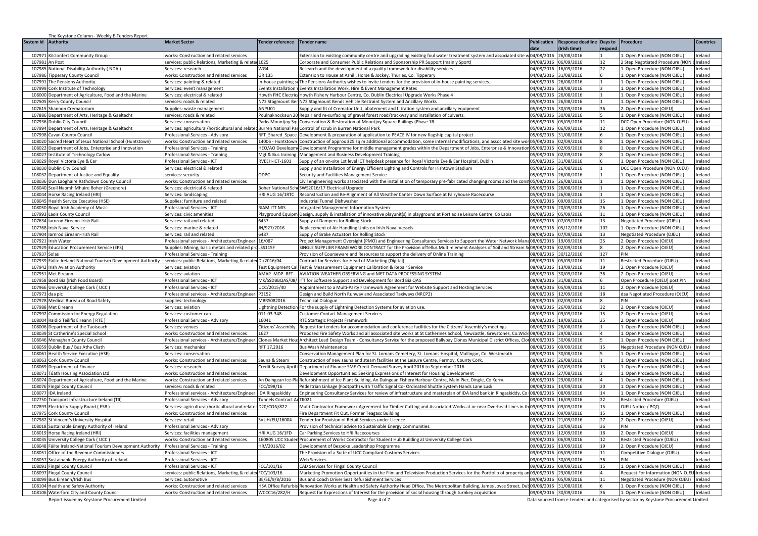The Keystone Column - Weekly E-Tenders Report

| System Id | Authority | Market Sector | Tender reference | Tender name | Publication date | Response deadline (Irish time) | Days to respond | Procedure | Countries |
|---|---|---|---|---|---|---|---|---|---|
| 107971 | Kildonfert Community Group | works: Construction and related services | | Extension to existing community centre and upgrading existing foul water treatment system and associated site w | 04/08/2016 | 26/08/2016 | 1 | 1. Open Procedure (NON OJEU) | Ireland |
| 107981 | An Post | services: public Relations, Marketing & related | 1625 | Corporate and Consumer Public Relations and Sponsorship PR Support (mainly Sport) | 04/08/2016 | 06/09/2016 | 12 | 2 Step Negotiated Procedure (NON O | Ireland |
| 107985 | National Disability Authority ( NDA ) | Services: research | WG4 | Research and the development of a quality framework for disability services | 04/08/2016 | 16/09/2016 | 22 | 1. Open Procedure (NON OJEU) | Ireland |
| 107986 | Tipperary County Council | works: Construction and related services | GR 135 | Extension to House at Ashill, Horse & Jockey, Thurles, Co. Tipperary | 04/08/2016 | 31/08/2016 | 6 | 1. Open Procedure (NON OJEU) | Ireland |
| 107991 | The Pensions Authority | Services: painting & related | In-house painting se | The Pensions Authority wishes to invite tenders for the provision of in-house painting services. | 04/08/2016 | 26/08/2016 | 1 | 1. Open Procedure (NON OJEU) | Ireland |
| 107999 | Cork Institute of Technology | Services: event management | Events Installation | Events Installation Work, Hire & Event Management Rates | 04/08/2016 | 28/08/2016 | 3 | 1. Open Procedure (NON OJEU) | Ireland |
| 108000 | Department of Agriculture, Food and the Marine | Services: electrical & related | Howth FHC Electric | Howth Fishery Harbour Centre, Co. Dublin Electrical Upgrade Works Phase 4 | 04/08/2016 | 26/08/2016 | 1 | 1. Open Procedure (NON OJEU) | Ireland |
| 107505 | Kerry County Council | services: roads & related | N72 Stagmount Ber | N72 Stagmount Bends Vehicle Restraint System and Ancillary Works | 05/08/2016 | 26/08/2016 | 1 | 1. Open Procedure (NON OJEU) | Ireland |
| 107615 | Shannon Crematorium | Supplies: waste management | ANPU01 | Supply and fit of Cremator Unit, abatement and filtration system and ancillary equipment | 05/08/2016 | 30/09/2016 | 36 | 2. Open Procedure (OJEU) | Ireland |
| 107886 | Department of Arts, Heritage & Gaeltacht | services: roads & related | Poulnaknockaun 20 | Repair and re-surfacing of gravel forest road/trackway and installation of culverts. | 05/08/2016 | 30/08/2016 | 5 | 1. Open Procedure (NON OJEU) | Ireland |
| 107936 | Dublin City Council | Services: conservation | Parks Mountjoy Squ | Conservation & Restoration of Mountjoy Square Railings (Phase 1R | 05/08/2016 | 05/09/2016 | 11 | DCC Open Procedure (NON OJEU) | Ireland |
| 107994 | Department of Arts, Heritage & Gaeltacht | Services: agricultural/horticultural and related | Burren National Par | Control of scrub in Burren National Park | 05/08/2016 | 06/09/2016 | 12 | 1. Open Procedure (NON OJEU) | Ireland |
| 107998 | Cavan County Council | Professional Services - Advisory | RFT_Shared_Space | Development & preparation of application to PEACE IV for new flagship capital project | 05/08/2016 | 31/08/2016 | 6 | 1. Open Procedure (NON OJEU) | Ireland |
| 108020 | Sacred Heart of Jesus National School (Huntstown) | works: Construction and related services | 14006 - Huntstown | Construction of approx 325 sq m additional accommodation, some internal modifications, and associated site wor | 05/08/2016 | 02/09/2016 | 8 | 1. Open Procedure (NON OJEU) | Ireland |
| 108022 | Department of Jobs, Enterprise and Innovation | Professional Services - Training | HEO/AO Developme | Development Programme for middle management grades within the Department of Jobs, Enterprise & Innovation | 05/08/2016 | 02/09/2016 | 8 | 1. Open Procedure (NON OJEU) | Ireland |
| 108027 | Institute of Technology Carlow | Professional Services - Training | Mgt & Bus training | Management and Business Development Training | 05/08/2016 | 02/09/2016 | 8 | 1. Open Procedure (NON OJEU) | Ireland |
| 108029 | Royal Victoria Eye & Ear | Professional Services - ICT | RVEEH-ICT-1601 | Supply of an on-site 1st level ICT helpdesk presence for Royal Victoria Eye & Ear Hospital, Dublin | 05/08/2016 | 31/08/2016 | 6 | 1. Open Procedure (NON OJEU) | Ireland |
| 108030 | Dublin City Council | Services: electrical & related | | Supply and Installation of Energy Efficient Lighting and Controls for Irishtown Stadium | 05/08/2016 | 26/08/2016 | 1 | DCC Open Procedure (NON OJEU) | Ireland |
| 108032 | Department of Justice and Equality | services: security | ODPC | Security and Facilities Management Service | 05/08/2016 | 26/08/2016 | 1 | 1. Open Procedure (NON OJEU) | Ireland |
| 108036 | Dun Laoghaire Rathdown County Council | works: Construction and related services | | Civil engineering works associated with the installation of temporary pre-fabricated changing rooms and the const | 05/08/2016 | 26/08/2016 | 1 | 1. Open Procedure (NON OJEU) | Ireland |
| 108040 | Scoil Naomh Mhuire Boher (Greenore) | Services: electrical & related | Boher National Scho | SWS2016/17 Electrical Upgrade | 05/08/2016 | 26/08/2016 | 1 | 1. Open Procedure (NON OJEU) | Ireland |
| 108044 | Horse Racing Ireland (HRI) | Services: landscaping | HRI AUG 16/1RTC | Reconstruction and Re-Alignment of All Weather Canter Down Surface at Fairyhouse Racecourse | 05/08/2016 | 26/08/2016 | 1 | 1. Open Procedure (NON OJEU) | Ireland |
| 108045 | Health Service Executive (HSE) | Supplies: furniture and related | | Industrial Tunnel Dishwasher | 05/08/2016 | 09/09/2016 | 15 | 1. Open Procedure (NON OJEU) | Ireland |
| 108050 | Royal Irish Academy of Music | Professional Services - ICT | RIAM ITT MIS | Integrated Management Information System | 05/08/2016 | 20/09/2016 | 26 | 1. Open Procedure (NON OJEU) | Ireland |
| 107993 | Laois County Council | Services: civic amenities | Playground Equipm | Design, supply & installation of innovative playunit(s) in playground at Portlaoise Leisure Centre, Co Laois | 06/08/2016 | 05/09/2016 | 11 | 1. Open Procedure (NON OJEU) | Ireland |
| 107634 | Iarnrod Eireann-Irish Rail | Services: rail and related | 6437 | Supply of Dampers for Rolling Stock | 08/08/2016 | 07/09/2016 | 13 | Negotiated Procedure (OJEU) | Ireland |
| 107768 | Irish Naval Service | Services: marine & related | JN/927/2016 | Replacement of Air Handling Units on Irish Naval Vessels | 08/08/2016 | 05/12/2016 | 102 | 1. Open Procedure (NON OJEU) | Ireland |
| 107904 | Iarnrod Eireann-Irish Rail | Services: rail and related | 6487 | Supply of Brake Actuators for Rolling Stock | 08/08/2016 | 07/09/2016 | 13 | Negotiated Procedure (OJEU) | Ireland |
| 107921 | Irish Water | Professional services - Architecture/Engineerin | 16/087 | Project Management Oversight (PMO) and Engineering Consultancy Services to Support the Water Network Mana | 08/08/2016 | 19/09/2016 | 25 | 2. Open Procedure (OJEU) | Ireland |
| 107929 | Education Procurement Service (EPS) | Supplies: Mining, basic metals and related pro | LSS115F | SINGLE SUPPLIER FRAMEWORK CONTRACT for the Provision ofTellus Multi-element Analyses of Soil and Stream S | 08/08/2016 | 02/09/2016 | 8 | 2. Open Procedure (OJEU) | Ireland |
| 107937 | Solas | Professional Services - Training | | Provision of Courseware and Resources to support the delivery of Online Training | 08/08/2016 | 30/12/2016 | 127 | PIN | Ireland |
| 107939 | Fáilte Ireland-National Tourism Development Authority | services: public Relations, Marketing & related | DI/2016/04 | Contract for Services for Head of Marketing (Digital) | 08/08/2016 | 05/09/2016 | 11 | Restricted Procedure (OJEU) | Ireland |
| 107942 | Irish Aviation Authority | Services: aviation | Test Equipment Cal | Test & Measurement Equipment Calibration & Repair Service | 08/08/2016 | 13/09/2016 | 19 | 2. Open Procedure (OJEU) | Ireland |
| 107951 | Met Eireann | Services: aviation | AMAP_MDP_RFT | AVIATION WEATHER OBSERVING and MET DATA PROCESSING SYSTEM | 08/08/2016 | 30/09/2016 | 36 | 2. Open Procedure (OJEU) | Ireland |
| 107958 | Bord Bia (Irish Food Board) | Professional Services - ICT | Mk/SSDBBQAS/08/ | ITT for Software Support and Development for Bord Bia QAS | 08/08/2016 | 31/08/2016 | 6 | Open Procedure (OJEU) post PIN | Ireland |
| 107966 | University College Cork ( UCC ) | Professional Services - ICT | UCC/2015/40 | Appointment to a Multi-Party Framework Agreement for Website Support and Hosting Services | 08/08/2016 | 05/09/2016 | 11 | 2. Open Procedure (OJEU) | Ireland |
| 107973 | daa plc | Professional services - Architecture/Engineeri | P3152 | Design and Build North Runway and Associated Taxiways (NRCP2) | 08/08/2016 | 12/09/2016 | 18 | daa Negotiated Procedure (OJEU) | Ireland |
| 107978 | Medical Bureau of Road Safety | supplies: technology | MBRS082016 | Technical Dialogue | 08/08/2016 | 02/09/2016 | 8 | PIN | Ireland |
| 107988 | Met Eireann | Services: aviation | Lightning Detection | For the supply of Lightning Detection Systems for aviation use. | 08/08/2016 | 26/09/2016 | 32 | 2. Open Procedure (OJEU) | Ireland |
| 107992 | Commission for Energy Regulation | Services: customer care | 011-03-348 | Customer Contact Management Services | 08/08/2016 | 09/09/2016 | 15 | 2. Open Procedure (OJEU) | Ireland |
| 108004 | Raidió Teilifís Éireann ( RTÉ ) | Professional Services - Advisory | 16041 | RTÉ Startegic Projects Framework | 08/08/2016 | 19/09/2016 | 25 | 2. Open Procedure (OJEU) | Ireland |
| 108006 | Department of the Taoiseach | Services: venues | Citizens' Assembly | Request for tenders for accommodation and conference facilities for the Citizens' Assembly's meetings | 08/08/2016 | 26/08/2016 | 1 | 1. Open Procedure (NON OJEU) | Ireland |
| 108039 | St Catherine's Special School | works: Construction and related services | 1627 | Proposed Fire Safety Works and all associated site works at St Catherines School, Newcastle, Greystones, Co.Wick | 08/08/2016 | 29/08/2016 | 4 | 1. Open Procedure (NON OJEU) | Ireland |
| 108046 | Monaghan County Council | Professional services - Architecture/Engineeri | Clones Market Hous | Architect Lead Design Team - Consultancy Service for the proposed Ballybay Clones Municipal District Offices, Clon | 08/08/2016 | 30/08/2016 | 5 | 1. Open Procedure (NON OJEU) | Ireland |
| 108059 | Dublin Bus / Bus Atha Cliath | Services: mechanical | RFT 17.2016 | Bus Wash Maintenance | 08/08/2016 | 09/09/2016 | 15 | Negotiated Procedure (NON OJEU) | Ireland |
| 108061 | Health Service Executive (HSE) | Services: conservation | | Conservation Management Plan for St. Lomans Cemetery, St. Lomans Hospital, Mullingar, Co. Westmeath | 08/08/2016 | 30/08/2016 | 5 | 1. Open Procedure (NON OJEU) | Ireland |
| 108063 | Cork County Council | works: Construction and related services | Sauna & Steam | Construction of new sauna and steam facilities at the Leisure Centre, Fermoy, County Cork. | 08/08/2016 | 26/08/2016 | 1 | 1. Open Procedure (NON OJEU) | Ireland |
| 108069 | Department of Finance | Services: research | Credit Survey April 1 | Department of Finance SME Credit Demand Survey April 2016 to September 2016 | 08/08/2016 | 07/09/2016 | 13 | 1. Open Procedure (NON OJEU) | Ireland |
| 108071 | Túath Housing Association Ltd | works: Construction and related services | | Development Opportunities: Seeking Expressions of Interest for Housing Development | 08/08/2016 | 27/08/2016 | 2 | 1. Open Procedure (NON OJEU) | Ireland |
| 108074 | Department of Agriculture, Food and the Marine | works: Construction and related services | An Daingean Ice-Pla | Refurbishment of Ice Plant Building, An Daingean Fishery Harbour Centre, Main Pier, Dingle, Co Kerry. | 08/08/2016 | 29/08/2016 | 4 | 1. Open Procedure (NON OJEU) | Ireland |
| 108076 | Fingal County Council | services: roads & related | FCC/098/16 | Pedestrian Linkage (Footpath) with Traffic Signal Co- Ordinated Shuttle System Hands Lane Lusk | 08/08/2016 | 14/09/2016 | 20 | 1. Open Procedure (NON OJEU) | Ireland |
| 108077 | IDA Ireland | Professional services - Architecture/Engineeri | IDA Ringaskiddy | Engineering Consultancy Services for review of infrastructure and masterplan of IDA land bank in Ringaskiddy, Co | 08/08/2016 | 08/09/2016 | 14 | 1. Open Procedure (NON OJEU) | Ireland |
| 107750 | Transport Infrastructure Ireland (TII) | Professional Services - Advisory | Tunnels Contract Ac | TII021 | 09/08/2016 | 16/09/2016 | 22 | Restricted Procedure (OJEU) | Ireland |
| 107893 | Electricity Supply Board ( ESB ) | Services: agricultural/horticultural and related | D20/CON/822 | Multi-Contractor Framework Agreement for Timber Cutting and Associated Works at or near Overhead Lines in th | 09/08/2016 | 09/09/2016 | 15 | OJEU Notice / PQQ | Ireland |
| 107975 | Cork County Council | works: Construction and related services | | Fire Department Fit Out, Former Teagasc Building | 09/08/2016 | 09/09/2016 | 15 | 1. Open Procedure (NON OJEU) | Ireland |
| 107982 | St Vincent's University Hospital | Services: retail | SVUH/EU/16004 | Tender for Provision of Retail Services under Licence | 09/08/2016 | 21/09/2016 | 27 | 2. Open Procedure (OJEU) | Ireland |
| 108018 | Sustainable Energy Authority of Ireland | Professional Services - Advisory | | Provision of technical advice to Sustainable Energy Communities. | 09/08/2016 | 30/09/2016 | 36 | PIN | Ireland |
| 108019 | Horse Racing Ireland (HRI) | Services: facilities management | HRI AUG 16/1FD | Car Parking Services to HRI Racecourses | 09/08/2016 | 12/09/2016 | 18 | 2. Open Procedure (OJEU) | Ireland |
| 108035 | University College Cork ( UCC ) | works: Construction and related services | 160805 UCC Studen | Procurement of Works Contractor for Student Hub Building at University College Cork | 09/08/2016 | 06/09/2016 | 12 | Restricted Procedure (OJEU) | Ireland |
| 108048 | Fáilte Ireland-National Tourism Development Authority | Professional Services - Training | HR//2016/02 | Development of Bespoke Leadership Programme | 09/08/2016 | 13/09/2016 | 19 | 2. Open Procedure (OJEU) | Ireland |
| 108051 | Office of the Revenue Commissioners | Professional Services - ICT | | The Provision of a Suite of UCC Compliant Customs Services | 09/08/2016 | 05/09/2016 | 11 | Competitive Dialogue (OJEU) | Ireland |
| 108057 | Sustainable Energy Authority of Ireland | Professional Services - ICT | | Web Services | 09/08/2016 | 30/09/2016 | 36 | PIN | Ireland |
| 108091 | Fingal County Council | Professional Services - ICT | FCC/101/16 | CAD Services for Fingal County Council | 09/08/2016 | 09/09/2016 | 15 | 1. Open Procedure (NON OJEU) | Ireland |
| 108097 | Fingal County Council | services: public Relations, Marketing & related | FCC/103/16 | Marketing Promotion Opportunities in the Film and Television Production Services for the Portfolio of property an | 09/08/2016 | 29/08/2016 | 4 | Request For Information (NON OJEU) | Ireland |
| 108099 | Bus Eireann/Irish Bus | Services: automotive | BE/SE/9/8/2016 | Bus and Coach Driver Seat Refurbishment Services | 09/08/2016 | 05/09/2016 | 11 | Negotiated Procedure (NON OJEU) | Ireland |
| 108104 | Health and Safety Authority | works: Construction and related services | HSA Office Refurbis | Renovation Works at Health and Safety Authority Head Office, The Metropolitan Building, James Joyce Street, Dub | 09/08/2016 | 31/08/2016 | 6 | 1. Open Procedure (NON OJEU) | Ireland |
| 108106 | Waterford City and County Council | works: Construction and related services | WCCC16/282/H | Request for Expressions of Interest for the provision of social housing through turnkey acquisition | 09/08/2016 | 30/09/2016 | 36 | 1. Open Procedure (NON OJEU) | Ireland |

Report issued by Keystone Procurement Limited

Data sourced from e-tenders and categorised by sector by Keystone Procurement Limited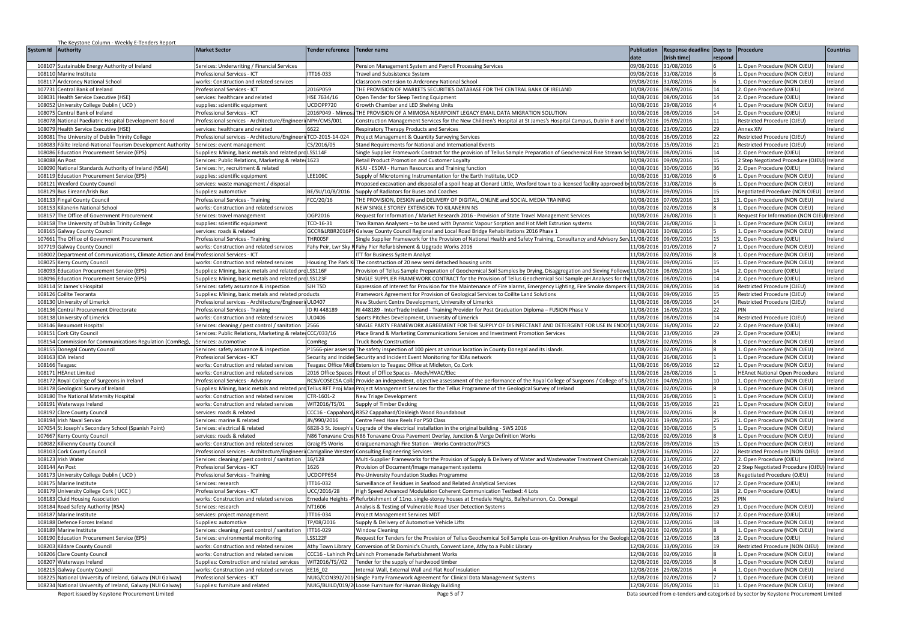The Keystone Column - Weekly E-Tenders Report

| System Id | Authority | Market Sector | Tender reference | Tender name | Publication date | Response deadline (Irish time) | Days to respond | Procedure | Countries |
|---|---|---|---|---|---|---|---|---|---|
| 108107 | Sustainable Energy Authority of Ireland | Services: Underwriting / Financial Services | | Pension Management System and Payroll Processing Services | 09/08/2016 | 31/08/2016 | 6 | 1. Open Procedure (NON OJEU) | Ireland |
| 108110 | Marine Institute | Professional Services - ICT | ITT16-033 | Travel and Subsistence System | 09/08/2016 | 31/08/2016 | 6 | 1. Open Procedure (NON OJEU) | Ireland |
| 108117 | Ardcroney National School | works: Construction and related services | | Classroom extension to Ardcroney National School | 09/08/2016 | 31/08/2016 | 6 | 1. Open Procedure (NON OJEU) | Ireland |
| 107731 | Central Bank of Ireland | Professional Services - ICT | 2016P059 | THE PROVISION OF MARKETS SECURITIES DATABASE FOR THE CENTRAL BANK OF IRELAND | 10/08/2016 | 08/09/2016 | 14 | 2. Open Procedure (OJEU) | Ireland |
| 108031 | Health Service Executive (HSE) | services: healthcare and related | HSE 7634/16 | Open Tender for Sleep Testing Equipment | 10/08/2016 | 08/09/2016 | 14 | 2. Open Procedure (OJEU) | Ireland |
| 108052 | University College Dublin ( UCD ) | supplies: scientific equipment | UCDOPP720 | Growth Chamber and LED Shelving Units | 10/08/2016 | 29/08/2016 | 4 | 1. Open Procedure (NON OJEU) | Ireland |
| 108075 | Central Bank of Ireland | Professional Services - ICT | 2016P049 - Mimosa | THE PROVISION OF A MIMOSA NEARPOINT LEGACY EMAIL DATA MIGRATION SOLUTION | 10/08/2016 | 08/09/2016 | 14 | 2. Open Procedure (OJEU) | Ireland |
| 108078 | National Paediatric Hospital Development Board | Professional services - Architecture/Engineeri | NPH/CMS/001 | Construction Management Services for the New Children's Hospital at St James's Hospital Campus, Dublin 8 and th | 10/08/2016 | 05/09/2016 | 11 | Restricted Procedure (OJEU) | Ireland |
| 108079 | Health Service Executive (HSE) | services: healthcare and related | 6622 | Respiratory Therapy Products and Services | 10/08/2016 | 23/09/2016 | 29 | Annex XIV | Ireland |
| 108081 | The University of Dublin Trinity College | Professional services - Architecture/Engineeri | TCD-2015-14-024 | Project Management & Quantity Surveying Services | 10/08/2016 | 16/09/2016 | 22 | Restricted Procedure (OJEU) | Ireland |
| 108083 | Fáilte Ireland-National Tourism Development Authority | Services: event management | CS/2016/05 | Stand Requirements for National and International Events | 10/08/2016 | 15/09/2016 | 21 | Restricted Procedure (OJEU) | Ireland |
| 108086 | Education Procurement Service (EPS) | Supplies: Mining, basic metals and related pro | LSS114F | Single Supplier Framework Contract for the provision of Tellus Sample Preparation of Geochemical Fine Stream Se | 10/08/2016 | 08/09/2016 | 14 | 2. Open Procedure (OJEU) | Ireland |
| 108088 | An Post | Services: Public Relations, Marketing & relate | 1623 | Retail Product Promotion and Customer Loyalty | 10/08/2016 | 09/09/2016 | 15 | 2 Step Negotiated Procedure (OJEU) | Ireland |
| 108090 | National Standards Authority of Ireland (NSAI) | Services: hr, recruitment & related | | NSAI - ESDM - Human Resources and Training function | 10/08/2016 | 30/09/2016 | 36 | 2. Open Procedure (OJEU) | Ireland |
| 108119 | Education Procurement Service (EPS) | supplies: scientific equipment | LEE106C | Supply of Microtoming Instrumentation for the Earth Institute, UCD | 10/08/2016 | 31/08/2016 | 6 | 1. Open Procedure (NON OJEU) | Ireland |
| 108121 | Wexford County Council | services: waste management / disposal | | Proposed excavation and disposal of a spoil heap at Clonard Little, Wexford town to a licensed facility approved b | 10/08/2016 | 31/08/2016 | 6 | 1. Open Procedure (NON OJEU) | Ireland |
| 108129 | Bus Eireann/Irish Bus | Supplies: automotive | BE/SU/10/8/2016 | Supply of Radiators for Buses and Coaches | 10/08/2016 | 09/09/2016 | 15 | Negotiated Procedure (NON OJEU) | Ireland |
| 108133 | Fingal County Council | Professional Services - Training | FCC/20/16 | THE PROVISION, DESIGN and DELIVERY OF DIGITAL, ONLINE and SOCIAL MEDIA TRAINING | 10/08/2016 | 07/09/2016 | 13 | 1. Open Procedure (NON OJEU) | Ireland |
| 108153 | Kilanerin National School | works: Construction and related services | | NEW SINGLE STOREY EXTENSION TO KILANERIN NS | 10/08/2016 | 02/09/2016 | 8 | 1. Open Procedure (NON OJEU) | Ireland |
| 108157 | The Office of Government Procurement | Services: travel management | OGP2016 | Request for Information / Market Research 2016 - Provision of State Travel Management Services | 10/08/2016 | 26/08/2016 | 1 | Request For Information (NON OJEU) | Ireland |
| 108158 | The University of Dublin Trinity College | supplies: scientific equipment | TCD-16-31 | Two Raman Analysers – to be used with Dynamic Vapour Sorption and Hot Melt Extrusion systems | 10/08/2016 | 26/08/2016 | 1 | 1. Open Procedure (NON OJEU) | Ireland |
| 108165 | Galway County Council | services: roads & related | GCCR&LRBR2016Ph | Galway County Council Regional and Local Road Bridge Rehabilitations 2016 Phase 1 | 10/08/2016 | 30/08/2016 | 5 | 1. Open Procedure (NON OJEU) | Ireland |
| 107661 | The Office of Government Procurement | Professional Services - Training | THR005F | Single Supplier Framework for the Provision of National Health and Safety Training, Consultancy and Advisory Serv | 11/08/2016 | 09/09/2016 | 15 | 2. Open Procedure (OJEU) | Ireland |
| 107719 | Galway County Council | works: Construction and related services | Fahy Peir, Lwr Sky R | Fahy Pier Refurbishment & Upgrade Works 2016 | 11/08/2016 | 01/09/2016 | 7 | 1. Open Procedure (NON OJEU) | Ireland |
| 108002 | Department of Communications, Climate Action and Envi | Professional Services - ICT | | ITT for Business System Analyst | 11/08/2016 | 02/09/2016 | 8 | 1. Open Procedure (NON OJEU) | Ireland |
| 108025 | Kerry County Council | works: Construction and related services | Housing The Park K | The construction of 20 new semi detached housing units | 11/08/2016 | 09/09/2016 | 15 | 1. Open Procedure (NON OJEU) | Ireland |
| 108093 | Education Procurement Service (EPS) | Supplies: Mining, basic metals and related pro | LSS116F | Provision of Tellus Sample Preparation of Geochemical Soil Samples by Drying, Disaggregation and Sieving Followe | 11/08/2016 | 08/09/2016 | 14 | 2. Open Procedure (OJEU) | Ireland |
| 108096 | Education Procurement Service (EPS) | Supplies: Mining, basic metals and related pro | LSS123F | SINGLE SUPPLIER FRAMEWORK CONTRACT for the Provision of Tellus Geochemical Soil Sample pH Analyses for th | 11/08/2016 | 08/09/2016 | 14 | 2. Open Procedure (OJEU) | Ireland |
| 108114 | St James's Hospital | Services: safety assurance & inspection | SJH TSD | Expression of Interest for Provision for the Maintenance of Fire alarms, Emergency Lighting, Fire Smoke dampers F | 11/08/2016 | 08/09/2016 | 14 | Restricted Procedure (OJEU) | Ireland |
| 108126 | Coillte Teoranta | Supplies: Mining, basic metals and related products | | Framework Agreement for Provision of Geological Services to Coillte Land Solutions | 11/08/2016 | 09/09/2016 | 15 | Restricted Procedure (OJEU) | Ireland |
| 108130 | University of Limerick | Professional services - Architecture/Engineeri | UL0407 | New Student Centre Development, University of Limerick | 11/08/2016 | 08/09/2016 | 14 | Restricted Procedure (OJEU) | Ireland |
| 108136 | Central Procurement Directorate | Professional Services - Training | ID RI 448189 | RI 448189 - InterTrade Ireland - Training Provider for Post Graduation Diploma – FUSION Phase V | 11/08/2016 | 16/09/2016 | 22 | PIN | Ireland |
| 108138 | University of Limerick | works: Construction and related services | UL0406 | Sports Pitches Development, University of Limerick | 11/08/2016 | 08/09/2016 | 14 | Restricted Procedure (OJEU) | Ireland |
| 108146 | Beaumont Hospital | Services: cleaning / pest control / sanitation | 2566 | SINGLE PARTY FRAMEWORK AGREEMENT FOR THE SUPPLY OF DISINFECTANT AND DETERGENT FOR USE IN ENDOS | 11/08/2016 | 16/09/2016 | 22 | 2. Open Procedure (OJEU) | Ireland |
| 108151 | Cork City Council | Services: Public Relations, Marketing & relate | CCC/033/16 | Place Brand & Marketing Communications Services and Investment Promotion Services | 11/08/2016 | 23/09/2016 | 29 | 2. Open Procedure (OJEU) | Ireland |
| 108154 | Commission for Communications Regulation (ComReg), | Services: automotive | ComReg | Truck Body Construction | 11/08/2016 | 02/09/2016 | 8 | 1. Open Procedure (NON OJEU) | Ireland |
| 108155 | Donegal County Council | Services: safety assurance & inspection | P1566-pier assessm | The safety inspection of 100 piers at various location in County Donegal and its islands. | 11/08/2016 | 02/09/2016 | 8 | 1. Open Procedure (NON OJEU) | Ireland |
| 108163 | IDA Ireland | Professional Services - ICT | Security and Incider | Security and Incident Event Monitoring for IDAs network | 11/08/2016 | 26/08/2016 | 1 | 1. Open Procedure (NON OJEU) | Ireland |
| 108166 | Teagasc | works: Construction and related services | Teagasc Office Midl | Extension to Teagasc Office at Midleton, Co.Cork | 11/08/2016 | 06/09/2016 | 12 | 1. Open Procedure (NON OJEU) | Ireland |
| 108171 | HEAnet Limited | works: Construction and related services | 2016 Office Spaces | Fitout of Office Spaces - Mech/HVAC/Elec | 11/08/2016 | 26/08/2016 | 1 | HEAnet National Open Procedure | Ireland |
| 108172 | Royal College of Surgeons in Ireland | Professional Services - Advisory | RCSI/COSECSA Colla | Provide an independent, objective assessment of the performance of the Royal College of Surgeons / College of Su | 11/08/2016 | 04/09/2016 | 10 | 1. Open Procedure (NON OJEU) | Ireland |
| 108178 | Geological Survey of Ireland | Supplies: Mining, basic metals and related pro | Tellus RFT Proj Man | Project Management Services for the Tellus Programme of the Geological Survey of Ireland | 11/08/2016 | 02/09/2016 | 8 | 1. Open Procedure (NON OJEU) | Ireland |
| 108180 | The National Maternity Hospital | works: Construction and related services | CTR-1601-2 | New Triage Development | 11/08/2016 | 26/08/2016 | 1 | 1. Open Procedure (NON OJEU) | Ireland |
| 108191 | Waterways Ireland | works: Construction and related services | WIT2016/TS/01 | Supply of Timber Decking | 11/08/2016 | 15/09/2016 | 21 | 1. Open Procedure (NON OJEU) | Ireland |
| 108192 | Clare County Council | services: roads & related | CCC16 - Cappahard/ | R352 Cappahard/Oakleigh Wood Roundabout | 11/08/2016 | 02/09/2016 | 8 | 1. Open Procedure (NON OJEU) | Ireland |
| 108194 | Irish Naval Service | Services: marine & related | JN/990/2016 | Centre Feed Hose Reels For P50 Class | 11/08/2016 | 19/09/2016 | 25 | 1. Open Procedure (NON OJEU) | Ireland |
| 107054 | St Joseph's Secondary School (Spanish Point) | Services: electrical & related | 6828-3 St. Joseph's | Upgrade of the electrical installation in the original building - SWS 2016 | 12/08/2016 | 30/08/2016 | 5 | 1. Open Procedure (NON OJEU) | Ireland |
| 107667 | Kerry County Council | services: roads & related | N86 Tonavane Cros | N86 Tonavane Cross Pavement Overlay, Junction & Verge Definition Works | 12/08/2016 | 02/09/2016 | 8 | 1. Open Procedure (NON OJEU) | Ireland |
| 108082 | Kilkenny County Council | works: Construction and related services | Graig FS Works | Graiguenamanagh Fire Station - Works Contractor/PSCS | 12/08/2016 | 09/09/2016 | 15 | 1. Open Procedure (NON OJEU) | Ireland |
| 108103 | Cork County Council | Professional services - Architecture/Engineeri | Carrigaline Western | Consulting Engineering Services | 12/08/2016 | 16/09/2016 | 22 | Restricted Procedure (NON OJEU) | Ireland |
| 108123 | Irish Water | Services: cleaning / pest control / sanitation | 16/128 | Multi-Supplier Frameworks for the Provision of Supply & Delivery of Water and Wastewater Treatment Chemicals | 12/08/2016 | 21/09/2016 | 27 | 2. Open Procedure (OJEU) | Ireland |
| 108144 | An Post | Professional Services - ICT | 1626 | Provision of Document/Image management systems | 12/08/2016 | 14/09/2016 | 20 | 2 Step Negotiated Procedure (OJEU) | Ireland |
| 108173 | University College Dublin ( UCD ) | Professional Services - Training | UCDOPP654 | Pre-University Foundation Studies Programme | 12/08/2016 | 12/09/2016 | 18 | Negotiated Procedure (OJEU) | Ireland |
| 108175 | Marine Institute | Services: research | ITT16-032 | Surveillance of Residues in Seafood and Related Analytical Services | 12/08/2016 | 12/09/2016 | 17 | 2. Open Procedure (OJEU) | Ireland |
| 108179 | University College Cork ( UCC ) | Professional Services - ICT | UCC/2016/28 | High Speed Advanced Modulation Coherent Communication Testbed: 4 Lots | 12/08/2016 | 12/09/2016 | 18 | 2. Open Procedure (OJEU) | Ireland |
| 108183 | Cluid Housing Association | works: Construction and related services | Ernedale Heights -P | Refurbishment of 11no. single-storey houses at Ernedale Heights, Ballyshannon, Co. Donegal | 12/08/2016 | 19/09/2016 | 25 | PIN | Ireland |
| 108184 | Road Safety Authority (RSA) | Services: research | NT1606 | Analysis & Testing of Vulnerable Road User Detection Systems | 12/08/2016 | 23/09/2016 | 29 | 1. Open Procedure (NON OJEU) | Ireland |
| 108187 | Marine Institute | services: project management | ITT16-034 | Project Management Services MDT | 12/08/2016 | 12/09/2016 | 17 | 2. Open Procedure (OJEU) | Ireland |
| 108188 | Defence Forces Ireland | Supplies: automotive | TP/08/2016 | Supply & Delivery of Automotive Vehicle Lifts | 12/08/2016 | 12/09/2016 | 18 | 1. Open Procedure (NON OJEU) | Ireland |
| 108189 | Marine Institute | Services: cleaning / pest control / sanitation | ITT16-029 | Window Cleaning | 12/08/2016 | 02/09/2016 | 8 | 1. Open Procedure (NON OJEU) | Ireland |
| 108190 | Education Procurement Service (EPS) | Services: environmental monitoring | LSS122F | Request for Tenders for the Provision of Tellus Geochemical Soil Sample Loss-on-Ignition Analyses for the Geologi | 12/08/2016 | 12/09/2016 | 18 | 2. Open Procedure (OJEU) | Ireland |
| 108203 | Kildare County Council | works: Construction and related services | Athy Town Library | Conversion of St Dominic's Church, Convent Lane, Athy to a Public Library | 12/08/2016 | 13/09/2016 | 19 | Restricted Procedure (NON OJEU) | Ireland |
| 108206 | Clare County Council | works: Construction and related services | CCC16 - Lahinch Pro | Lahinch Promenade Refurbishment Works | 12/08/2016 | 02/09/2016 | 8 | 1. Open Procedure (NON OJEU) | Ireland |
| 108207 | Waterways Ireland | Supplies: Construction and related services | WIT2016/TS//02 | Tender for the supply of hardwood timber | 12/08/2016 | 02/09/2016 | 8 | 1. Open Procedure (NON OJEU) | Ireland |
| 108215 | Galway County Council | works: Construction and related services | EE16_02 | Internal Wall, External Wall and Flat Roof Insulation | 12/08/2016 | 29/08/2016 | 4 | 1. Open Procedure (NON OJEU) | Ireland |
| 108225 | National University of Ireland, Galway (NUI Galway) | Professional Services - ICT | NUIG/CON392/201 | Single Party Framework Agreement for Clinical Data Management Systems | 12/08/2016 | 02/09/2016 | 7 | 1. Open Procedure (NON OJEU) | Ireland |
| 108234 | National University of Ireland, Galway (NUI Galway) | Supplies: furniture and related | NUIG/BUILD/019/2 | Loose Furniture for Human Biology Building | 12/08/2016 | 05/09/2016 | 11 | 1. Open Procedure (NON OJEU) | Ireland |

Report issued by Keystone Procurement Limited

Data sourced from e-tenders and categorised by sector by Keystone Procurement Limited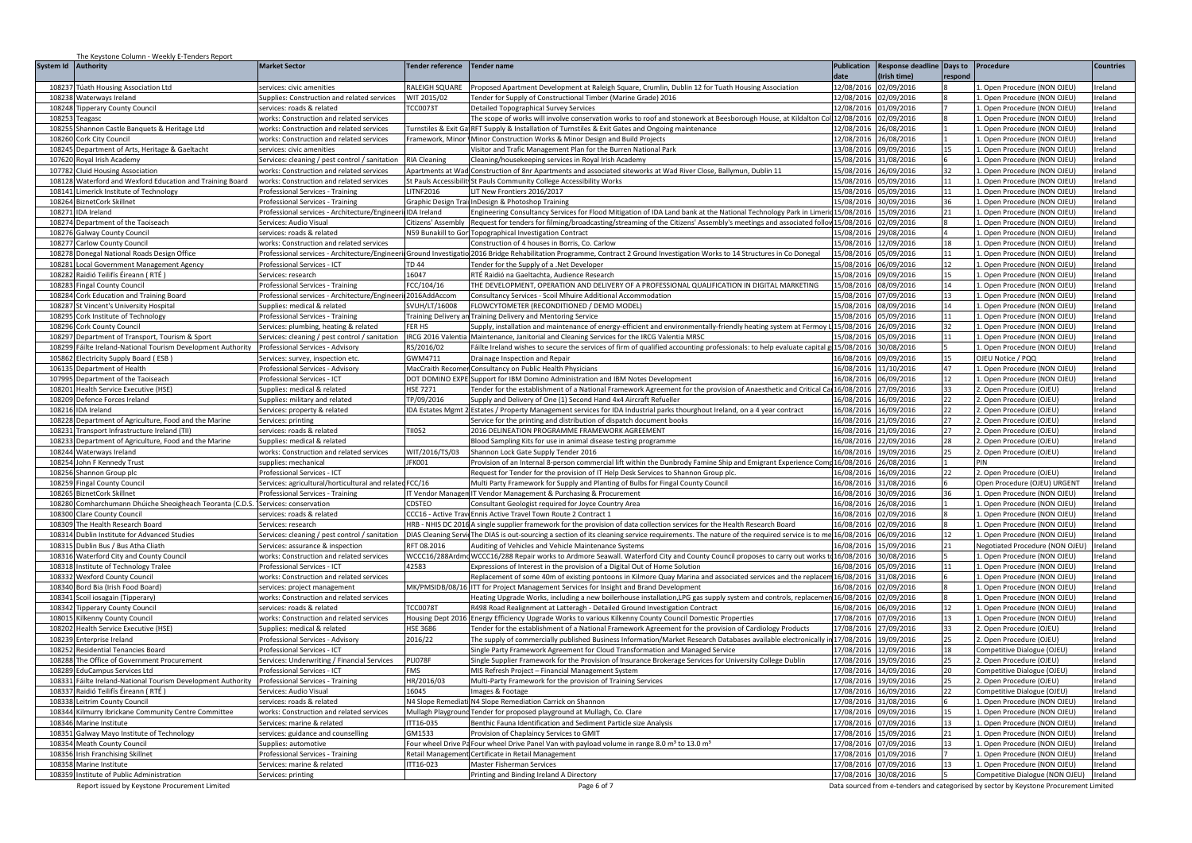The Keystone Column - Weekly E-Tenders Report

| System Id | Authority | Market Sector | Tender reference | Tender name | Publication date | Response deadline (Irish time) | Days to respond | Procedure | Countries |
|---|---|---|---|---|---|---|---|---|---|
| 108237 | Túath Housing Association Ltd | services: civic amenities | RALEIGH SQUARE | Proposed Apartment Development at Raleigh Square, Crumlin, Dublin 12 for Tuath Housing Association | 12/08/2016 | 02/09/2016 | 8 | 1. Open Procedure (NON OJEU) | Ireland |
| 108238 | Waterways Ireland | Supplies: Construction and related services | WIT 2015/02 | Tender for Supply of Constructional Timber (Marine Grade) 2016 | 12/08/2016 | 02/09/2016 | 8 | 1. Open Procedure (NON OJEU) | Ireland |
| 108248 | Tipperary County Council | services: roads & related | TCC0073T | Detailed Topographical Survey Services | 12/08/2016 | 01/09/2016 | 7 | 1. Open Procedure (NON OJEU) | Ireland |
| 108253 | Teagasc | works: Construction and related services | | The scope of works will involve conservation works to roof and stonework at Beesborough House, at Kildalton Col | 12/08/2016 | 02/09/2016 | 8 | 1. Open Procedure (NON OJEU) | Ireland |
| 108255 | Shannon Castle Banquets & Heritage Ltd | works: Construction and related services | Turnstiles & Exit Ga | RFT Supply & Installation of Turnstiles & Exit Gates and Ongoing maintenance | 12/08/2016 | 26/08/2016 | 1 | 1. Open Procedure (NON OJEU) | Ireland |
| 108260 | Cork City Council | works: Construction and related services | Framework, Minor | Minor Construction Works & Minor Design and Build Projects | 12/08/2016 | 26/08/2016 | 1 | 1. Open Procedure (NON OJEU) | Ireland |
| 108245 | Department of Arts, Heritage & Gaeltacht | services: civic amenities | | Visitor and Trafic Management Plan for the Burren National Park | 13/08/2016 | 09/09/2016 | 15 | 1. Open Procedure (NON OJEU) | Ireland |
| 107620 | Royal Irish Academy | Services: cleaning / pest control / sanitation | RIA Cleaning | Cleaning/housekeeping services in Royal Irish Academy | 15/08/2016 | 31/08/2016 | 6 | 1. Open Procedure (NON OJEU) | Ireland |
| 107782 | Cluid Housing Association | works: Construction and related services | Apartments at Wad | Construction of 8nr Apartments and associated siteworks at Wad River Close, Ballymun, Dublin 11 | 15/08/2016 | 26/09/2016 | 32 | 1. Open Procedure (NON OJEU) | Ireland |
| 108128 | Waterford and Wexford Education and Training Board | works: Construction and related services | St Pauls Accessibilit | St Pauls Community College Accessibility Works | 15/08/2016 | 05/09/2016 | 11 | 1. Open Procedure (NON OJEU) | Ireland |
| 108141 | Limerick Institute of Technology | Professional Services - Training | LITNF2016 | LIT New Frontiers 2016/2017 | 15/08/2016 | 05/09/2016 | 11 | 1. Open Procedure (NON OJEU) | Ireland |
| 108264 | BiznetCork Skillnet | Professional Services - Training | Graphic Design Trai | InDesign & Photoshop Training | 15/08/2016 | 30/09/2016 | 36 | 1. Open Procedure (NON OJEU) | Ireland |
| 108271 | IDA Ireland | Professional services - Architecture/Engineeri | IDA Ireland | Engineering Consultancy Services for Flood Mitigation of IDA Land bank at the National Technology Park in Limeric | 15/08/2016 | 15/09/2016 | 21 | 1. Open Procedure (NON OJEU) | Ireland |
| 108274 | Department of the Taoiseach | Services: Audio Visual | Citizens' Assembly | Request for tenders for filming/broadcasting/streaming of the Citizens' Assembly's meetings and associated follov | 15/08/2016 | 02/09/2016 | 8 | 1. Open Procedure (NON OJEU) | Ireland |
| 108276 | Galway County Council | services: roads & related | N59 Bunakill to Gor | Topographical Investigation Contract | 15/08/2016 | 29/08/2016 | 4 | 1. Open Procedure (NON OJEU) | Ireland |
| 108277 | Carlow County Council | works: Construction and related services | | Construction of 4 houses in Borris, Co. Carlow | 15/08/2016 | 12/09/2016 | 18 | 1. Open Procedure (NON OJEU) | Ireland |
| 108278 | Donegal National Roads Design Office | Professional services - Architecture/Engineeri | Ground Investigatio | 2016 Bridge Rehabilitation Programme, Contract 2 Ground Investigation Works to 14 Structures in Co Donegal | 15/08/2016 | 05/09/2016 | 11 | 1. Open Procedure (NON OJEU) | Ireland |
| 108281 | Local Government Management Agency | Professional Services - ICT | TD 44 | Tender for the Supply of a .Net Developer | 15/08/2016 | 06/09/2016 | 12 | 1. Open Procedure (NON OJEU) | Ireland |
| 108282 | Raidió Teilifís Éireann ( RTÉ ) | Services: research | 16047 | RTÉ Raidió na Gaeltachta, Audience Research | 15/08/2016 | 09/09/2016 | 15 | 1. Open Procedure (NON OJEU) | Ireland |
| 108283 | Fingal County Council | Professional Services - Training | FCC/104/16 | THE DEVELOPMENT, OPERATION AND DELIVERY OF A PROFESSIONAL QUALIFICATION IN DIGITAL MARKETING | 15/08/2016 | 08/09/2016 | 14 | 1. Open Procedure (NON OJEU) | Ireland |
| 108284 | Cork Education and Training Board | Professional services - Architecture/Engineeri | 2016AddAccom | Consultancy Services - Scoil Mhuire Additional Accommodation | 15/08/2016 | 07/09/2016 | 13 | 1. Open Procedure (NON OJEU) | Ireland |
| 108287 | St Vincent's University Hospital | Supplies: medical & related | SVUH/LT/16008 | FLOWCYTOMETER (RECONDITIONED / DEMO MODEL) | 15/08/2016 | 08/09/2016 | 14 | 1. Open Procedure (NON OJEU) | Ireland |
| 108295 | Cork Institute of Technology | Professional Services - Training | Training Delivery an | Training Delivery and Mentoring Service | 15/08/2016 | 05/09/2016 | 11 | 1. Open Procedure (NON OJEU) | Ireland |
| 108296 | Cork County Council | Services: plumbing, heating & related | FER HS | Supply, installation and maintenance of energy-efficient and environmentally-friendly heating system at Fermoy L | 15/08/2016 | 26/09/2016 | 32 | 1. Open Procedure (NON OJEU) | Ireland |
| 108297 | Department of Transport, Tourism & Sport | Services: cleaning / pest control / sanitation | IRCG 2016 Valentia | Maintenance, Janitorial and Cleaning Services for the IRCG Valentia MRSC | 15/08/2016 | 05/09/2016 | 11 | 1. Open Procedure (NON OJEU) | Ireland |
| 108299 | Fáilte Ireland-National Tourism Development Authority | Professional Services - Advisory | RS/2016/02 | Fáilte Ireland wishes to secure the services of firm of qualified accounting professionals: to help evaluate capital g | 15/08/2016 | 30/08/2016 | 5 | 1. Open Procedure (NON OJEU) | Ireland |
| 105862 | Electricity Supply Board ( ESB ) | Services: survey, inspection etc. | GWM4711 | Drainage Inspection and Repair | 16/08/2016 | 09/09/2016 | 15 | OJEU Notice / PQQ | Ireland |
| 106135 | Department of Health | Professional Services - Advisory | MacCraith Recomer | Consultancy on Public Health Physicians | 16/08/2016 | 11/10/2016 | 47 | 1. Open Procedure (NON OJEU) | Ireland |
| 107995 | Department of the Taoiseach | Professional Services - ICT | DOT DOMINO EXPE | Support for IBM Domino Administration and IBM Notes Development | 16/08/2016 | 06/09/2016 | 12 | 1. Open Procedure (NON OJEU) | Ireland |
| 108201 | Health Service Executive (HSE) | Supplies: medical & related | HSE 7271 | Tender for the establishment of a National Framework Agreement for the provision of Anaesthetic and Critical Ca | 16/08/2016 | 27/09/2016 | 33 | 2. Open Procedure (OJEU) | Ireland |
| 108209 | Defence Forces Ireland | Supplies: military and related | TP/09/2016 | Supply and Delivery of One (1) Second Hand 4x4 Aircraft Refueller | 16/08/2016 | 16/09/2016 | 22 | 2. Open Procedure (OJEU) | Ireland |
| 108216 | IDA Ireland | Services: property & related | IDA Estates Mgmt 2 | Estates / Property Management services for IDA Industrial parks thourghout Ireland, on a 4 year contract | 16/08/2016 | 16/09/2016 | 22 | 2. Open Procedure (OJEU) | Ireland |
| 108228 | Department of Agriculture, Food and the Marine | Services: printing | | Service for the printing and distribution of dispatch document books | 16/08/2016 | 21/09/2016 | 27 | 2. Open Procedure (OJEU) | Ireland |
| 108231 | Transport Infrastructure Ireland (TII) | services: roads & related | TII052 | 2016 DELINEATION PROGRAMME FRAMEWORK AGREEMENT | 16/08/2016 | 21/09/2016 | 27 | 2. Open Procedure (OJEU) | Ireland |
| 108233 | Department of Agriculture, Food and the Marine | Supplies: medical & related | | Blood Sampling Kits for use in animal disease testing programme | 16/08/2016 | 22/09/2016 | 28 | 2. Open Procedure (OJEU) | Ireland |
| 108244 | Waterways Ireland | works: Construction and related services | WIT/2016/TS/03 | Shannon Lock Gate Supply Tender 2016 | 16/08/2016 | 19/09/2016 | 25 | 2. Open Procedure (OJEU) | Ireland |
| 108254 | John F Kennedy Trust | supplies: mechanical | JFK001 | Provision of an Internal 8-person commercial lift within the Dunbrody Famine Ship and Emigrant Experience Comp | 16/08/2016 | 26/08/2016 | 1 | PIN | Ireland |
| 108256 | Shannon Group plc | Professional Services - ICT | | Request for Tender for the provision of IT Help Desk Services to Shannon Group plc. | 16/08/2016 | 16/09/2016 | 22 | 2. Open Procedure (OJEU) | Ireland |
| 108259 | Fingal County Council | Services: agricultural/horticultural and relate | FCC/16 | Multi Party Framework for Supply and Planting of Bulbs for Fingal County Council | 16/08/2016 | 31/08/2016 | 6 | Open Procedure (OJEU) URGENT | Ireland |
| 108265 | BiznetCork Skillnet | Professional Services - Training | IT Vendor Managen | IT Vendor Management & Purchasing & Procurement | 16/08/2016 | 30/09/2016 | 36 | 1. Open Procedure (NON OJEU) | Ireland |
| 108280 | Comharchumann Dhúiche Sheoigheach Teoranta (C.D.S. | Services: conservation | CDSTEO | Consultant Geologist required for Joyce Country Area | 16/08/2016 | 26/08/2016 | 1 | 1. Open Procedure (NON OJEU) | Ireland |
| 108300 | Clare County Council | services: roads & related | CCC16 - Active Trav | Ennis Active Travel Town Route 2 Contract 1 | 16/08/2016 | 02/09/2016 | 8 | 1. Open Procedure (NON OJEU) | Ireland |
| 108309 | The Health Research Board | Services: research | HRB - NHIS DC 2016 | A single supplier framework for the provision of data collection services for the Health Research Board | 16/08/2016 | 02/09/2016 | 8 | 1. Open Procedure (NON OJEU) | Ireland |
| 108314 | Dublin Institute for Advanced Studies | Services: cleaning / pest control / sanitation | DIAS Cleaning Servi | The DIAS is out-sourcing a section of its cleaning service requirements. The nature of the required service is to me | 16/08/2016 | 06/09/2016 | 12 | 1. Open Procedure (NON OJEU) | Ireland |
| 108315 | Dublin Bus / Bus Atha Cliath | Services: assurance & inspection | RFT 08.2016 | Auditing of Vehicles and Vehicle Maintenance Systems | 16/08/2016 | 15/09/2016 | 21 | Negotiated Procedure (NON OJEU) | Ireland |
| 108316 | Waterford City and County Council | works: Construction and related services | WCCC16/288Ardmo | WCCC16/288 Repair works to Ardmore Seawall. Waterford City and County Council proposes to carry out works to | 16/08/2016 | 30/08/2016 | 5 | 1. Open Procedure (NON OJEU) | Ireland |
| 108318 | Institute of Technology Tralee | Professional Services - ICT | 42583 | Expressions of Interest in the provision of a Digital Out of Home Solution | 16/08/2016 | 05/09/2016 | 11 | 1. Open Procedure (NON OJEU) | Ireland |
| 108332 | Wexford County Council | works: Construction and related services | | Replacement of some 40m of existing pontoons in Kilmore Quay Marina and associated services and the replacem | 16/08/2016 | 31/08/2016 | 6 | 1. Open Procedure (NON OJEU) | Ireland |
| 108340 | Bord Bia (Irish Food Board) | services: project management | MK/PMSIDB/08/16 | ITT for Project Management Services for Insight and Brand Development | 16/08/2016 | 02/09/2016 | 8 | 1. Open Procedure (NON OJEU) | Ireland |
| 108341 | Scoil iosagain (Tipperary) | works: Construction and related services | | Heating Upgrade Works, including a new boilerhouse installation,LPG gas supply system and controls, replacemen | 16/08/2016 | 02/09/2016 | 8 | 1. Open Procedure (NON OJEU) | Ireland |
| 108342 | Tipperary County Council | services: roads & related | TCC0078T | R498 Road Realignment at Latteragh - Detailed Ground Investigation Contract | 16/08/2016 | 06/09/2016 | 12 | 1. Open Procedure (NON OJEU) | Ireland |
| 108015 | Kilkenny County Council | works: Construction and related services | Housing Dept 2016 | Energy Efficiency Upgrade Works to various Kilkenny County Council Domestic Properties | 17/08/2016 | 07/09/2016 | 13 | 1. Open Procedure (NON OJEU) | Ireland |
| 108202 | Health Service Executive (HSE) | Supplies: medical & related | HSE 3686 | Tender for the establishment of a National Framework Agreement for the provision of Cardiology Products | 17/08/2016 | 27/09/2016 | 33 | 2. Open Procedure (OJEU) | Ireland |
| 108239 | Enterprise Ireland | Professional Services - Advisory | 2016/22 | The supply of commercially published Business Information/Market Research Databases available electronically in | 17/08/2016 | 19/09/2016 | 25 | 2. Open Procedure (OJEU) | Ireland |
| 108252 | Residential Tenancies Board | Professional Services - ICT | | Single Party Framework Agreement for Cloud Transformation and Managed Service | 17/08/2016 | 12/09/2016 | 18 | Competitive Dialogue (OJEU) | Ireland |
| 108288 | The Office of Government Procurement | Services: Underwriting / Financial Services | PLI078F | Single Supplier Framework for the Provision of Insurance Brokerage Services for University College Dublin | 17/08/2016 | 19/09/2016 | 25 | 2. Open Procedure (OJEU) | Ireland |
| 108289 | EduCampus Services Ltd | Professional Services - ICT | FMS | MIS Refresh Project – Financial Management System | 17/08/2016 | 14/09/2016 | 20 | Competitive Dialogue (OJEU) | Ireland |
| 108331 | Fáilte Ireland-National Tourism Development Authority | Professional Services - Training | HR/2016/03 | Multi-Party Framework for the provision of Training Services | 17/08/2016 | 19/09/2016 | 25 | 2. Open Procedure (OJEU) | Ireland |
| 108337 | Raidió Teilifís Éireann ( RTÉ ) | Services: Audio Visual | 16045 | Images & Footage | 17/08/2016 | 16/09/2016 | 22 | Competitive Dialogue (OJEU) | Ireland |
| 108338 | Leitrim County Council | services: roads & related | N4 Slope Remediati | N4 Slope Remediation Carrick on Shannon | 17/08/2016 | 31/08/2016 | 6 | 1. Open Procedure (NON OJEU) | Ireland |
| 108344 | Kilmurry Ibrickane Community Centre Committee | works: Construction and related services | Mullagh Playgroun | Tender for proposed playground at Mullagh, Co. Clare | 17/08/2016 | 09/09/2016 | 15 | 1. Open Procedure (NON OJEU) | Ireland |
| 108346 | Marine Institute | Services: marine & related | ITT16-035 | Benthic Fauna Identification and Sediment Particle size Analysis | 17/08/2016 | 07/09/2016 | 13 | 1. Open Procedure (NON OJEU) | Ireland |
| 108351 | Galway Mayo Institute of Technology | services: guidance and counselling | GM1533 | Provision of Chaplaincy Services to GMIT | 17/08/2016 | 15/09/2016 | 21 | 1. Open Procedure (NON OJEU) | Ireland |
| 108354 | Meath County Council | Supplies: automotive | Four wheel Drive Pa | Four wheel Drive Panel Van with payload volume in range 8.0 m³ to 13.0 m³ | 17/08/2016 | 07/09/2016 | 13 | 1. Open Procedure (NON OJEU) | Ireland |
| 108356 | Irish Franchising Skillnet | Professional Services - Training | Retail Management | Certificate in Retail Management | 17/08/2016 | 01/09/2016 | 7 | 1. Open Procedure (NON OJEU) | Ireland |
| 108358 | Marine Institute | Services: marine & related | ITT16-023 | Master Fisherman Services | 17/08/2016 | 07/09/2016 | 13 | 1. Open Procedure (NON OJEU) | Ireland |
| 108359 | Institute of Public Administration | Services: printing | | Printing and Binding Ireland A Directory | 17/08/2016 | 30/08/2016 | 5 | Competitive Dialogue (NON OJEU) | Ireland |

Report issued by Keystone Procurement Limited

Data sourced from e-tenders and categorised by sector by Keystone Procurement Limited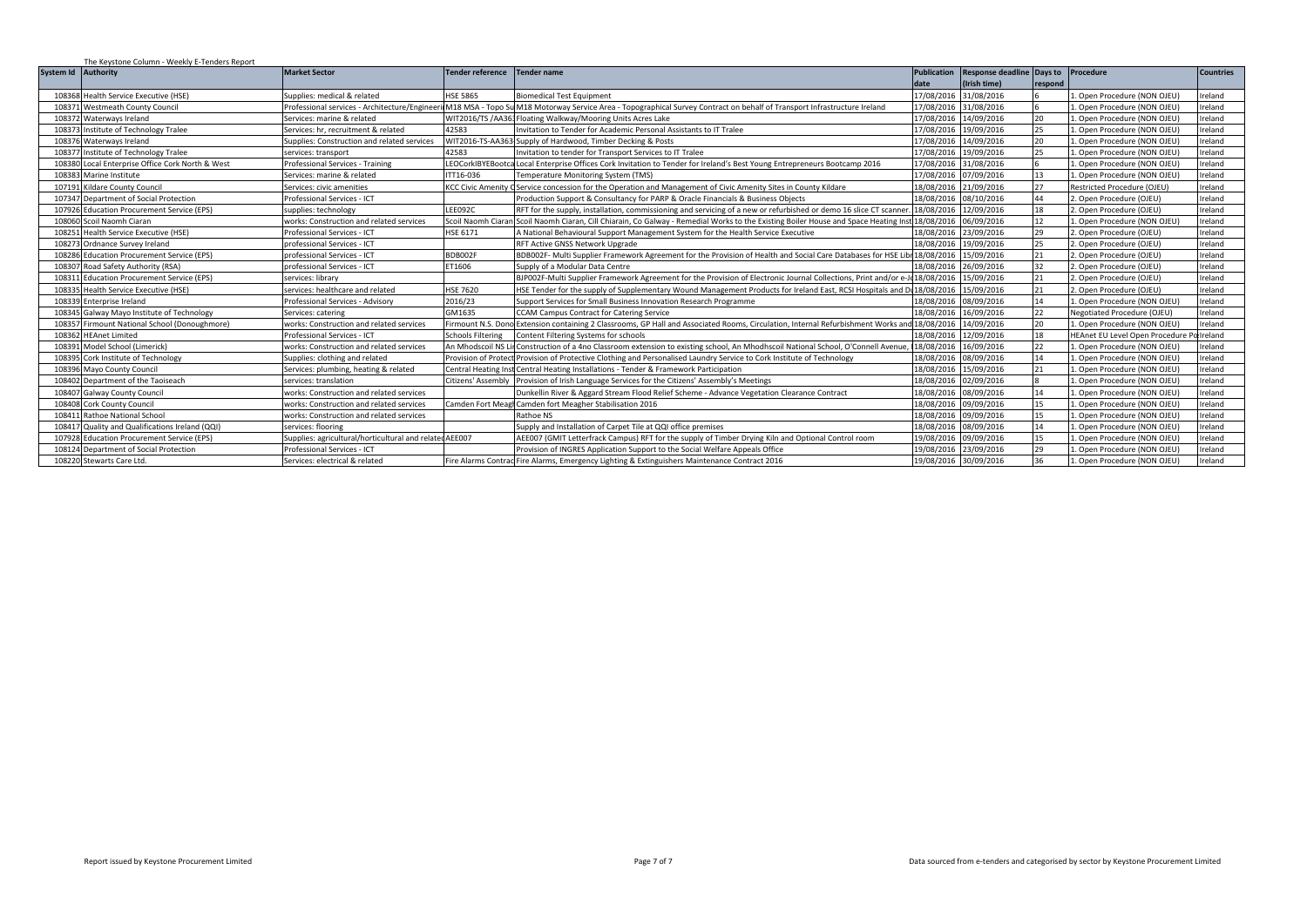The Keystone Column - Weekly E-Tenders Report

| System Id | Authority | Market Sector | Tender reference | Tender name | Publication date | Response deadline (Irish time) | Days to respond | Procedure | Countries |
|---|---|---|---|---|---|---|---|---|---|
| 108368 | Health Service Executive (HSE) | Supplies: medical & related | HSE 5865 | Biomedical Test Equipment | 17/08/2016 | 31/08/2016 | 6 | 1. Open Procedure (NON OJEU) | Ireland |
| 108371 | Westmeath County Council | Professional services - Architecture/Engineeri | M18 MSA - Topo Su | M18 Motorway Service Area - Topographical Survey Contract on behalf of Transport Infrastructure Ireland | 17/08/2016 | 31/08/2016 | 6 | 1. Open Procedure (NON OJEU) | Ireland |
| 108372 | Waterways Ireland | Services: marine & related | WIT2016/TS /AA36 | Floating Walkway/Mooring Units Acres Lake | 17/08/2016 | 14/09/2016 | 20 | 1. Open Procedure (NON OJEU) | Ireland |
| 108373 | Institute of Technology Tralee | Services: hr, recruitment & related | 42583 | Invitation to Tender for Academic Personal Assistants to IT Tralee | 17/08/2016 | 19/09/2016 | 25 | 1. Open Procedure (NON OJEU) | Ireland |
| 108376 | Waterways Ireland | Supplies: Construction and related services | WIT2016-TS-AA363 | Supply of Hardwood, Timber Decking & Posts | 17/08/2016 | 14/09/2016 | 20 | 1. Open Procedure (NON OJEU) | Ireland |
| 108377 | Institute of Technology Tralee | services: transport | 42583 | Invitation to tender for Transport Services to IT Tralee | 17/08/2016 | 19/09/2016 | 25 | 1. Open Procedure (NON OJEU) | Ireland |
| 108380 | Local Enterprise Office Cork North & West | Professional Services - Training | LEOCorkIBYEBootca | Local Enterprise Offices Cork Invitation to Tender for Ireland's Best Young Entrepreneurs Bootcamp 2016 | 17/08/2016 | 31/08/2016 | 6 | 1. Open Procedure (NON OJEU) | Ireland |
| 108383 | Marine Institute | Services: marine & related | ITT16-036 | Temperature Monitoring System (TMS) | 17/08/2016 | 07/09/2016 | 13 | 1. Open Procedure (NON OJEU) | Ireland |
| 107191 | Kildare County Council | Services: civic amenities | KCC Civic Amenity C | Service concession for the Operation and Management of Civic Amenity Sites in County Kildare | 18/08/2016 | 21/09/2016 | 27 | Restricted Procedure (OJEU) | Ireland |
| 107347 | Department of Social Protection | Professional Services - ICT | | Production Support & Consultancy for PARP & Oracle Financials & Business Objects | 18/08/2016 | 08/10/2016 | 44 | 2. Open Procedure (OJEU) | Ireland |
| 107926 | Education Procurement Service (EPS) | supplies: technology | LEE092C | RFT for the supply, installation, commissioning and servicing of a new or refurbished or demo 16 slice CT scanner. | 18/08/2016 | 12/09/2016 | 18 | 2. Open Procedure (OJEU) | Ireland |
| 108060 | Scoil Naomh Ciaran | works: Construction and related services | Scoil Naomh Ciaran | Scoil Naomh Ciaran, Cill Chiarain, Co Galway - Remedial Works to the Existing Boiler House and Space Heating Inst | 18/08/2016 | 06/09/2016 | 12 | 1. Open Procedure (NON OJEU) | Ireland |
| 108251 | Health Service Executive (HSE) | Professional Services - ICT | HSE 6171 | A National Behavioural Support Management System for the Health Service Executive | 18/08/2016 | 23/09/2016 | 29 | 2. Open Procedure (OJEU) | Ireland |
| 108273 | Ordnance Survey Ireland | professional Services - ICT | | RFT Active GNSS Network Upgrade | 18/08/2016 | 19/09/2016 | 25 | 2. Open Procedure (OJEU) | Ireland |
| 108286 | Education Procurement Service (EPS) | professional Services - ICT | BDB002F | BDB002F- Multi Supplier Framework Agreement for the Provision of Health and Social Care Databases for HSE Libr | 18/08/2016 | 15/09/2016 | 21 | 2. Open Procedure (OJEU) | Ireland |
| 108307 | Road Safety Authority (RSA) | professional Services - ICT | ET1606 | Supply of a Modular Data Centre | 18/08/2016 | 26/09/2016 | 32 | 2. Open Procedure (OJEU) | Ireland |
| 108311 | Education Procurement Service (EPS) | services: library | | BJP002F-Multi Supplier Framework Agreement for the Provision of Electronic Journal Collections, Print and/or e-Jo | 18/08/2016 | 15/09/2016 | 21 | 2. Open Procedure (OJEU) | Ireland |
| 108335 | Health Service Executive (HSE) | services: healthcare and related | HSE 7620 | HSE Tender for the supply of Supplementary Wound Management Products for Ireland East, RCSI Hospitals and Du | 18/08/2016 | 15/09/2016 | 21 | 2. Open Procedure (OJEU) | Ireland |
| 108339 | Enterprise Ireland | Professional Services - Advisory | 2016/23 | Support Services for Small Business Innovation Research Programme | 18/08/2016 | 08/09/2016 | 14 | 1. Open Procedure (NON OJEU) | Ireland |
| 108345 | Galway Mayo Institute of Technology | Services: catering | GM1635 | CCAM Campus Contract for Catering Service | 18/08/2016 | 16/09/2016 | 22 | Negotiated Procedure (OJEU) | Ireland |
| 108357 | Firmount National School (Donoughmore) | works: Construction and related services | Firmount N.S. Dono | Extension containing 2 Classrooms, GP Hall and Associated Rooms, Circulation, Internal Refurbishment Works and | 18/08/2016 | 14/09/2016 | 20 | 1. Open Procedure (NON OJEU) | Ireland |
| 108362 | HEAnet Limited | Professional Services - ICT | Schools Filtering | Content Filtering Systems for schools | 18/08/2016 | 12/09/2016 | 18 | HEAnet EU Level Open Procedure Po | Ireland |
| 108391 | Model School (Limerick) | works: Construction and related services | An Mhodscoil NS Lin | Construction of a 4no Classroom extension to existing school, An Mhodhscoil National School, O'Connell Avenue, | 18/08/2016 | 16/09/2016 | 22 | 1. Open Procedure (NON OJEU) | Ireland |
| 108395 | Cork Institute of Technology | Supplies: clothing and related | Provision of Protect | Provision of Protective Clothing and Personalised Laundry Service to Cork Institute of Technology | 18/08/2016 | 08/09/2016 | 14 | 1. Open Procedure (NON OJEU) | Ireland |
| 108396 | Mayo County Council | Services: plumbing, heating & related | Central Heating Inst | Central Heating Installations - Tender & Framework Participation | 18/08/2016 | 15/09/2016 | 21 | 1. Open Procedure (NON OJEU) | Ireland |
| 108402 | Department of the Taoiseach | services: translation | Citizens' Assembly | Provision of Irish Language Services for the Citizens' Assembly's Meetings | 18/08/2016 | 02/09/2016 | 8 | 1. Open Procedure (NON OJEU) | Ireland |
| 108407 | Galway County Council | works: Construction and related services | | Dunkellin River & Aggard Stream Flood Relief Scheme - Advance Vegetation Clearance Contract | 18/08/2016 | 08/09/2016 | 14 | 1. Open Procedure (NON OJEU) | Ireland |
| 108408 | Cork County Council | works: Construction and related services | Camden Fort Meagh | Camden Fort Meagher Stabilisation 2016 | 18/08/2016 | 09/09/2016 | 15 | 1. Open Procedure (NON OJEU) | Ireland |
| 108411 | Rathoe National School | works: Construction and related services | | Rathoe NS | 18/08/2016 | 09/09/2016 | 15 | 1. Open Procedure (NON OJEU) | Ireland |
| 108417 | Quality and Qualifications Ireland (QQI) | services: flooring | | Supply and Installation of Carpet Tile at QQI office premises | 18/08/2016 | 08/09/2016 | 14 | 1. Open Procedure (NON OJEU) | Ireland |
| 107928 | Education Procurement Service (EPS) | Supplies: agricultural/horticultural and relate | AEE007 | AEE007 (GMIT Letterfrack Campus) RFT for the supply of Timber Drying Kiln and Optional Control room | 19/08/2016 | 09/09/2016 | 15 | 1. Open Procedure (NON OJEU) | Ireland |
| 108124 | Department of Social Protection | Professional Services - ICT | | Provision of INGRES Application Support to the Social Welfare Appeals Office | 19/08/2016 | 23/09/2016 | 29 | 1. Open Procedure (NON OJEU) | Ireland |
| 108220 | Stewarts Care Ltd. | Services: electrical & related | Fire Alarms Contrac | Fire Alarms, Emergency Lighting & Extinguishers Maintenance Contract 2016 | 19/08/2016 | 30/09/2016 | 36 | 1. Open Procedure (NON OJEU) | Ireland |

Report issued by Keystone Procurement Limited

Data sourced from e-tenders and categorised by sector by Keystone Procurement Limited